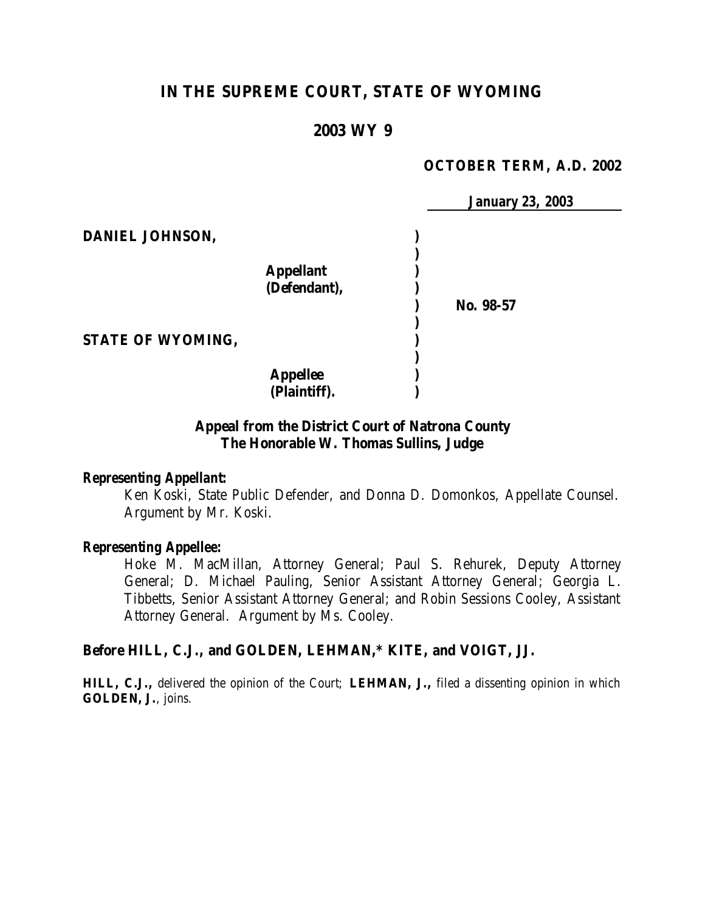# IN THE SUPREME COURT, STATE OF WYOMING

## 2003 WY 9

**OCTOBER TERM, A.D. 2002**

***January 23, 2003***

| | | |
|---|---|---|
| **DANIEL JOHNSON,** | ) | |
| | ) | |
| **Appellant (Defendant),** | ) | |
| | ) | **No. 98-57** |
| | ) | |
| **STATE OF WYOMING,** | ) | |
| | ) | |
| **Appellee (Plaintiff).** | ) | |

**Appeal from the District Court of Natrona County**
**The Honorable W. Thomas Sullins, Judge**

***Representing Appellant:***

Ken Koski, State Public Defender, and Donna D. Domonkos, Appellate Counsel. Argument by Mr. Koski.

***Representing Appellee:***

Hoke M. MacMillan, Attorney General; Paul S. Rehurek, Deputy Attorney General; D. Michael Pauling, Senior Assistant Attorney General; Georgia L. Tibbetts, Senior Assistant Attorney General; and Robin Sessions Cooley, Assistant Attorney General. Argument by Ms. Cooley.

**Before HILL, C.J., and GOLDEN, LEHMAN,\* KITE, and VOIGT, JJ.**

**HILL, C.J.,** *delivered the opinion of the Court;* **LEHMAN, J.,** *filed a dissenting opinion in which* **GOLDEN, J.**, *joins.*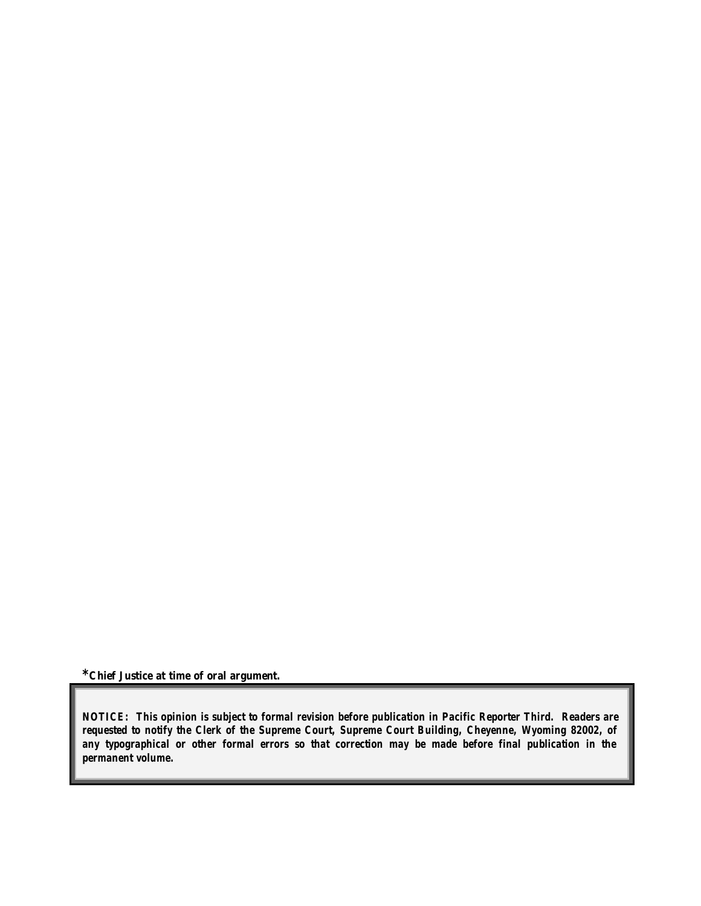*Chief Justice at time of oral argument.

> **NOTICE: This opinion is subject to formal revision before publication in Pacific Reporter Third. Readers are requested to notify the Clerk of the Supreme Court, Supreme Court Building, Cheyenne, Wyoming 82002, of any typographical or other formal errors so that correction may be made before final publication in the permanent volume.**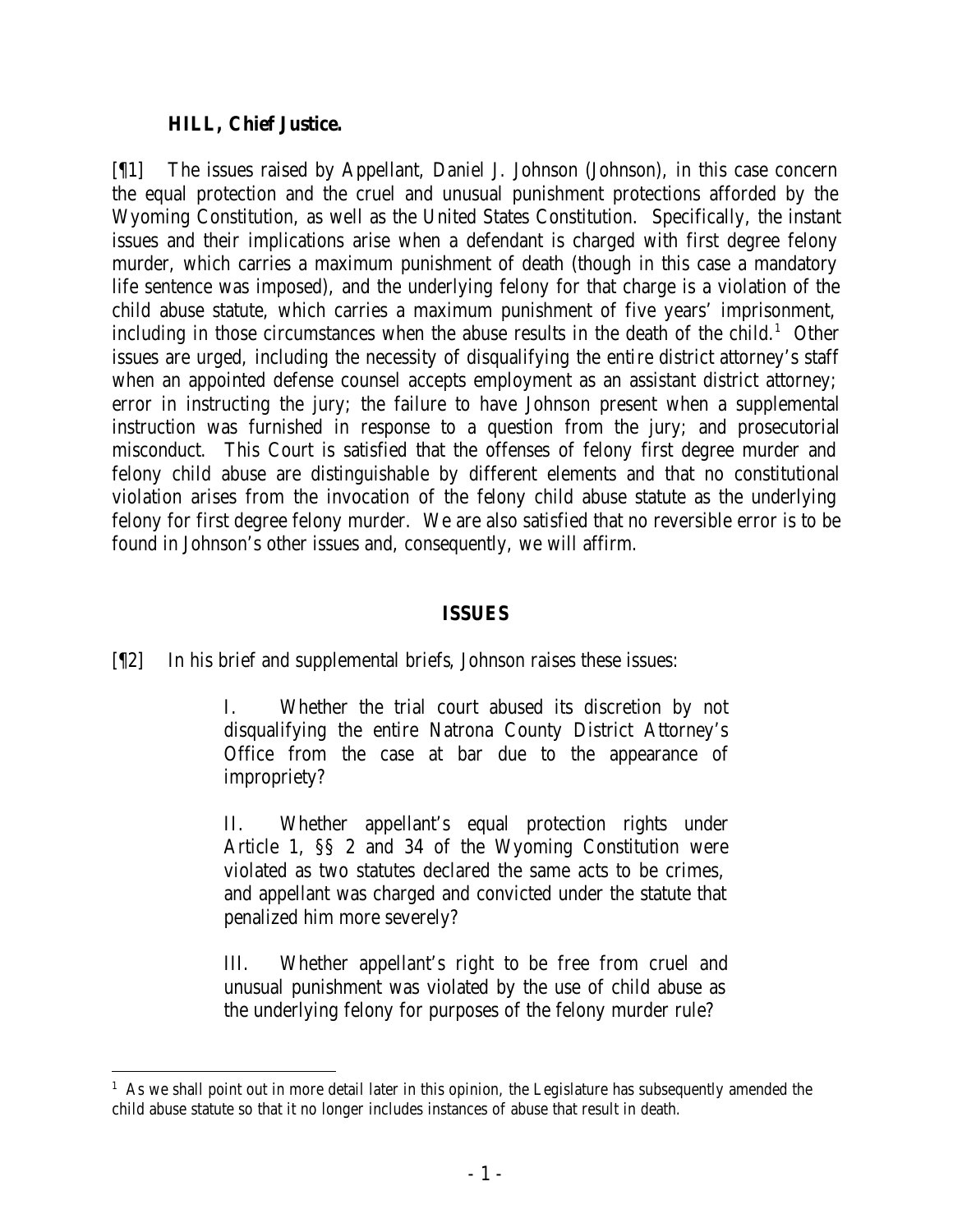**HILL, Chief Justice.**

[¶1] The issues raised by Appellant, Daniel J. Johnson (Johnson), in this case concern the equal protection and the cruel and unusual punishment protections afforded by the Wyoming Constitution, as well as the United States Constitution. Specifically, the instant issues and their implications arise when a defendant is charged with first degree felony murder, which carries a maximum punishment of death (though in this case a mandatory life sentence was imposed), and the underlying felony for that charge is a violation of the child abuse statute, which carries a maximum punishment of five years' imprisonment, including in those circumstances when the abuse results in the death of the child.[1] Other issues are urged, including the necessity of disqualifying the entire district attorney's staff when an appointed defense counsel accepts employment as an assistant district attorney; error in instructing the jury; the failure to have Johnson present when a supplemental instruction was furnished in response to a question from the jury; and prosecutorial misconduct. This Court is satisfied that the offenses of felony first degree murder and felony child abuse are distinguishable by different elements and that no constitutional violation arises from the invocation of the felony child abuse statute as the underlying felony for first degree felony murder. We are also satisfied that no reversible error is to be found in Johnson's other issues and, consequently, we will affirm.

## ISSUES

[¶2] In his brief and supplemental briefs, Johnson raises these issues:

> I. Whether the trial court abused its discretion by not disqualifying the entire Natrona County District Attorney's Office from the case at bar due to the appearance of impropriety?
>
> II. Whether appellant's equal protection rights under Article 1, §§ 2 and 34 of the Wyoming Constitution were violated as two statutes declared the same acts to be crimes, and appellant was charged and convicted under the statute that penalized him more severely?
>
> III. Whether appellant's right to be free from cruel and unusual punishment was violated by the use of child abuse as the underlying felony for purposes of the felony murder rule?

---

[1] As we shall point out in more detail later in this opinion, the Legislature has subsequently amended the child abuse statute so that it no longer includes instances of abuse that result in death.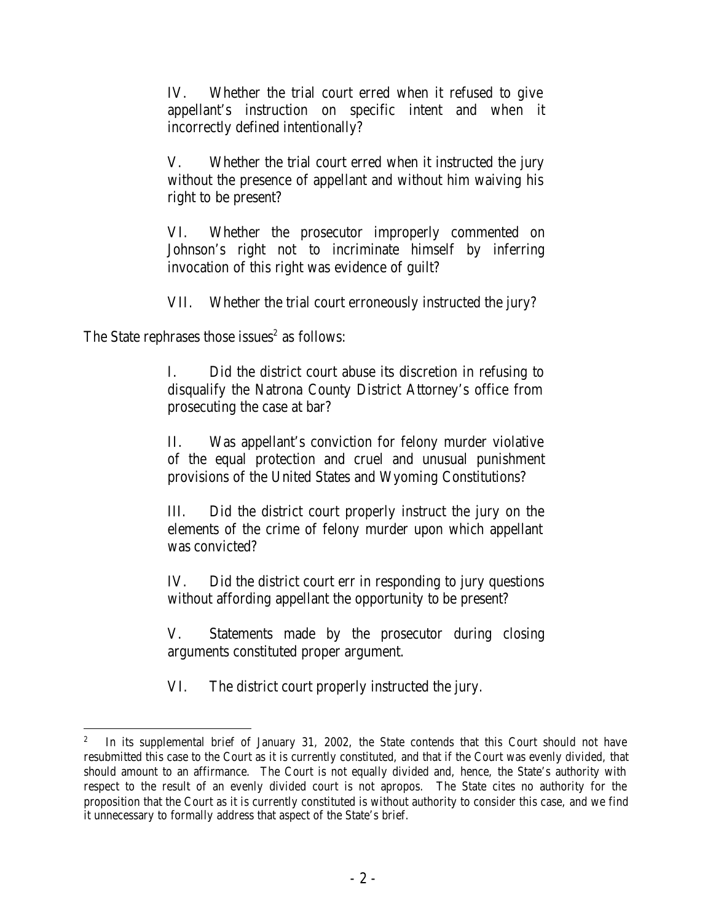> IV. Whether the trial court erred when it refused to give appellant's instruction on specific intent and when it incorrectly defined intentionally?
>
> V. Whether the trial court erred when it instructed the jury without the presence of appellant and without him waiving his right to be present?
>
> VI. Whether the prosecutor improperly commented on Johnson's right not to incriminate himself by inferring invocation of this right was evidence of guilt?
>
> VII. Whether the trial court erroneously instructed the jury?

The State rephrases those issues[2] as follows:

> I. Did the district court abuse its discretion in refusing to disqualify the Natrona County District Attorney's office from prosecuting the case at bar?
>
> II. Was appellant's conviction for felony murder violative of the equal protection and cruel and unusual punishment provisions of the United States and Wyoming Constitutions?
>
> III. Did the district court properly instruct the jury on the elements of the crime of felony murder upon which appellant was convicted?
>
> IV. Did the district court err in responding to jury questions without affording appellant the opportunity to be present?
>
> V. Statements made by the prosecutor during closing arguments constituted proper argument.
>
> VI. The district court properly instructed the jury.

---

[2] In its supplemental brief of January 31, 2002, the State contends that this Court should not have resubmitted this case to the Court as it is currently constituted, and that if the Court was evenly divided, that should amount to an affirmance. The Court is not equally divided and, hence, the State's authority with respect to the result of an evenly divided court is not apropos. The State cites no authority for the proposition that the Court as it is currently constituted is without authority to consider this case, and we find it unnecessary to formally address that aspect of the State's brief.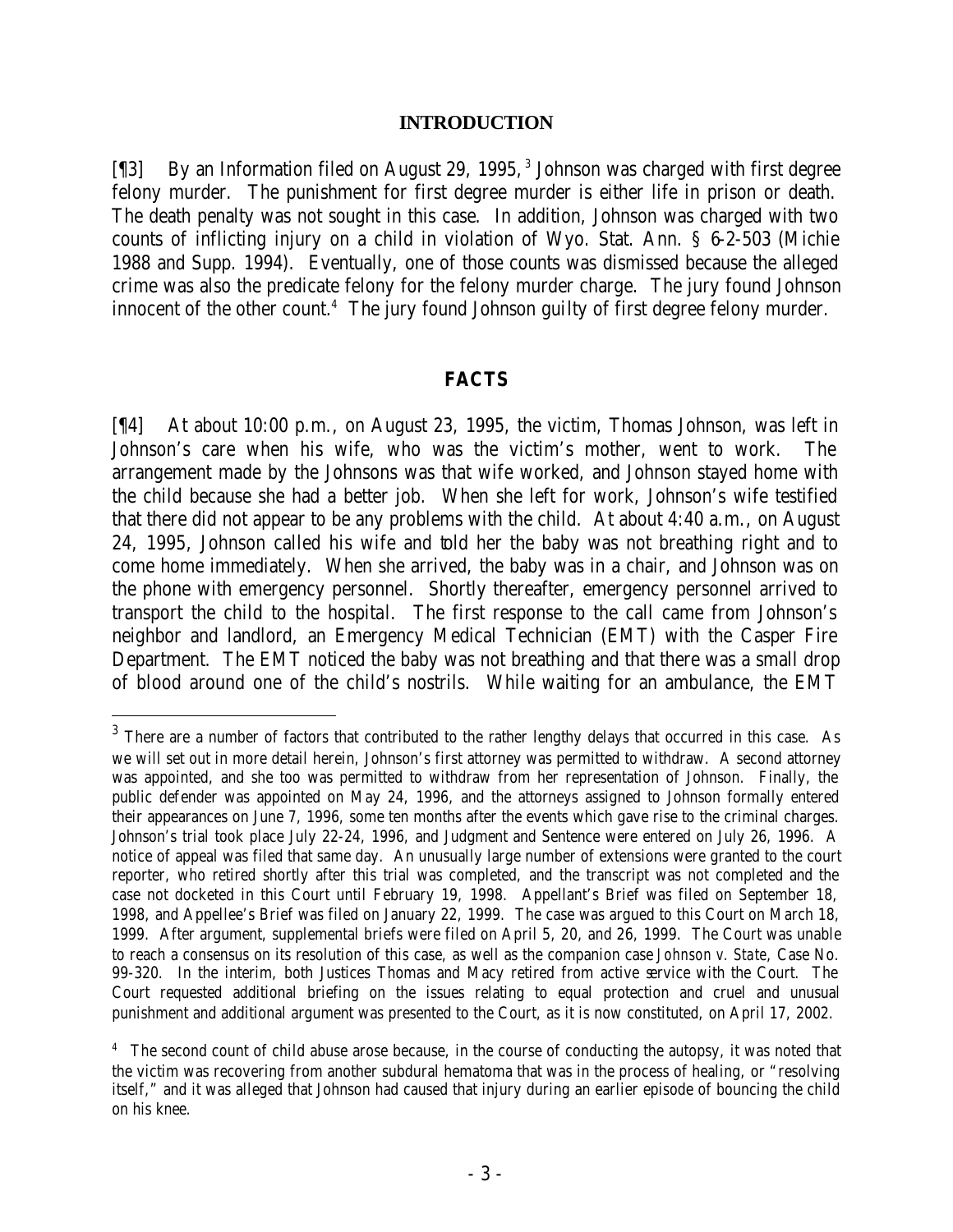## INTRODUCTION

[¶3] By an Information filed on August 29, 1995,[3] Johnson was charged with first degree felony murder. The punishment for first degree murder is either life in prison or death. The death penalty was not sought in this case. In addition, Johnson was charged with two counts of inflicting injury on a child in violation of Wyo. Stat. Ann. § 6-2-503 (Michie 1988 and Supp. 1994). Eventually, one of those counts was dismissed because the alleged crime was also the predicate felony for the felony murder charge. The jury found Johnson innocent of the other count.[4] The jury found Johnson guilty of first degree felony murder.

## FACTS

[¶4] At about 10:00 p.m., on August 23, 1995, the victim, Thomas Johnson, was left in Johnson's care when his wife, who was the victim's mother, went to work. The arrangement made by the Johnsons was that wife worked, and Johnson stayed home with the child because she had a better job. When she left for work, Johnson's wife testified that there did not appear to be any problems with the child. At about 4:40 a.m., on August 24, 1995, Johnson called his wife and told her the baby was not breathing right and to come home immediately. When she arrived, the baby was in a chair, and Johnson was on the phone with emergency personnel. Shortly thereafter, emergency personnel arrived to transport the child to the hospital. The first response to the call came from Johnson's neighbor and landlord, an Emergency Medical Technician (EMT) with the Casper Fire Department. The EMT noticed the baby was not breathing and that there was a small drop of blood around one of the child's nostrils. While waiting for an ambulance, the EMT

[3] There are a number of factors that contributed to the rather lengthy delays that occurred in this case. As we will set out in more detail herein, Johnson's first attorney was permitted to withdraw. A second attorney was appointed, and she too was permitted to withdraw from her representation of Johnson. Finally, the public defender was appointed on May 24, 1996, and the attorneys assigned to Johnson formally entered their appearances on June 7, 1996, some ten months after the events which gave rise to the criminal charges. Johnson's trial took place July 22-24, 1996, and Judgment and Sentence were entered on July 26, 1996. A notice of appeal was filed that same day. An unusually large number of extensions were granted to the court reporter, who retired shortly after this trial was completed, and the transcript was not completed and the case not docketed in this Court until February 19, 1998. Appellant's Brief was filed on September 18, 1998, and Appellee's Brief was filed on January 22, 1999. The case was argued to this Court on March 18, 1999. After argument, supplemental briefs were filed on April 5, 20, and 26, 1999. The Court was unable to reach a consensus on its resolution of this case, as well as the companion case *Johnson v. State*, Case No. 99-320. In the interim, both Justices Thomas and Macy retired from active service with the Court. The Court requested additional briefing on the issues relating to equal protection and cruel and unusual punishment and additional argument was presented to the Court, as it is now constituted, on April 17, 2002.

[4] The second count of child abuse arose because, in the course of conducting the autopsy, it was noted that the victim was recovering from another subdural hematoma that was in the process of healing, or "resolving itself," and it was alleged that Johnson had caused that injury during an earlier episode of bouncing the child on his knee.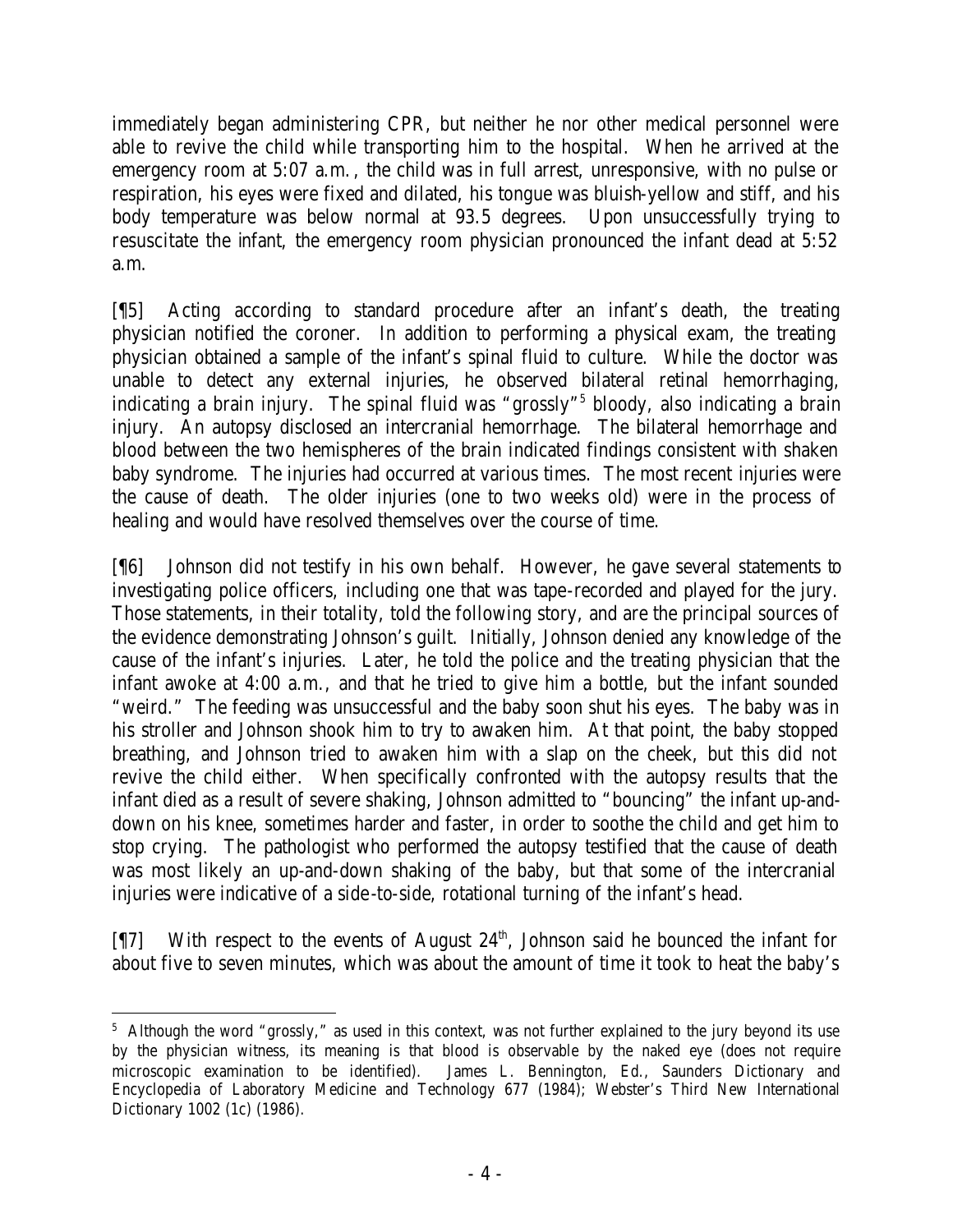immediately began administering CPR, but neither he nor other medical personnel were able to revive the child while transporting him to the hospital. When he arrived at the emergency room at 5:07 a.m., the child was in full arrest, unresponsive, with no pulse or respiration, his eyes were fixed and dilated, his tongue was bluish-yellow and stiff, and his body temperature was below normal at 93.5 degrees. Upon unsuccessfully trying to resuscitate the infant, the emergency room physician pronounced the infant dead at 5:52 a.m.

[¶5] Acting according to standard procedure after an infant's death, the treating physician notified the coroner. In addition to performing a physical exam, the treating physician obtained a sample of the infant's spinal fluid to culture. While the doctor was unable to detect any external injuries, he observed bilateral retinal hemorrhaging, indicating a brain injury. The spinal fluid was "grossly"[5] bloody, also indicating a brain injury. An autopsy disclosed an intercranial hemorrhage. The bilateral hemorrhage and blood between the two hemispheres of the brain indicated findings consistent with shaken baby syndrome. The injuries had occurred at various times. The most recent injuries were the cause of death. The older injuries (one to two weeks old) were in the process of healing and would have resolved themselves over the course of time.

[¶6] Johnson did not testify in his own behalf. However, he gave several statements to investigating police officers, including one that was tape-recorded and played for the jury. Those statements, in their totality, told the following story, and are the principal sources of the evidence demonstrating Johnson's guilt. Initially, Johnson denied any knowledge of the cause of the infant's injuries. Later, he told the police and the treating physician that the infant awoke at 4:00 a.m., and that he tried to give him a bottle, but the infant sounded "weird." The feeding was unsuccessful and the baby soon shut his eyes. The baby was in his stroller and Johnson shook him to try to awaken him. At that point, the baby stopped breathing, and Johnson tried to awaken him with a slap on the cheek, but this did not revive the child either. When specifically confronted with the autopsy results that the infant died as a result of severe shaking, Johnson admitted to "bouncing" the infant up-and-down on his knee, sometimes harder and faster, in order to soothe the child and get him to stop crying. The pathologist who performed the autopsy testified that the cause of death was most likely an up-and-down shaking of the baby, but that some of the intercranial injuries were indicative of a side-to-side, rotational turning of the infant's head.

[¶7] With respect to the events of August 24th, Johnson said he bounced the infant for about five to seven minutes, which was about the amount of time it took to heat the baby's

---

[5] Although the word "grossly," as used in this context, was not further explained to the jury beyond its use by the physician witness, its meaning is that blood is observable by the naked eye (does not require microscopic examination to be identified). James L. Bennington, Ed., Saunders Dictionary and Encyclopedia of Laboratory Medicine and Technology 677 (1984); Webster's Third New International Dictionary 1002 (1c) (1986).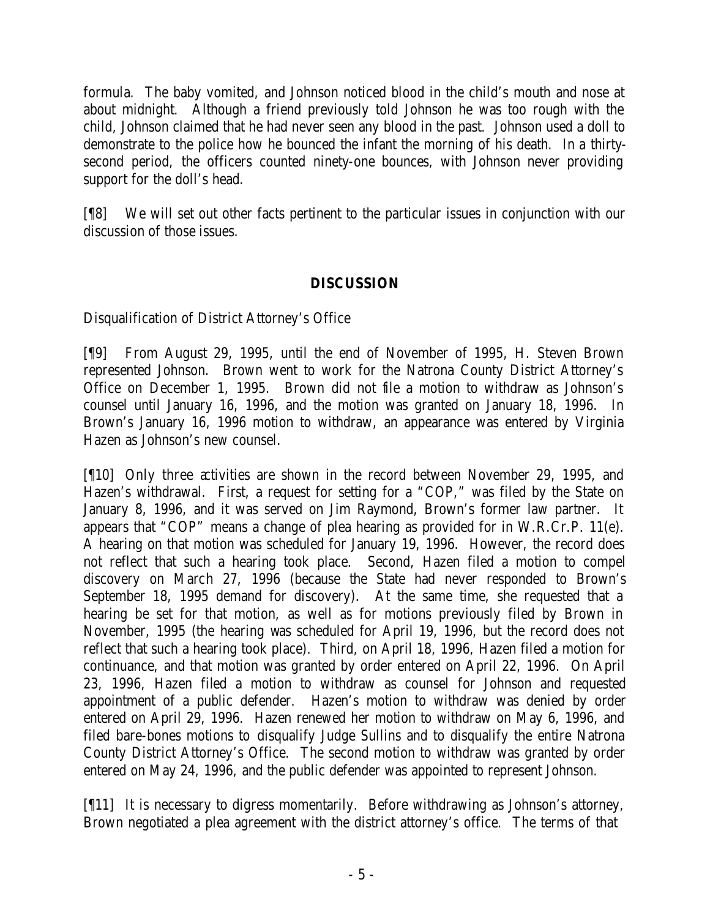formula. The baby vomited, and Johnson noticed blood in the child's mouth and nose at about midnight. Although a friend previously told Johnson he was too rough with the child, Johnson claimed that he had never seen any blood in the past. Johnson used a doll to demonstrate to the police how he bounced the infant the morning of his death. In a thirty-second period, the officers counted ninety-one bounces, with Johnson never providing support for the doll's head.

[¶8] We will set out other facts pertinent to the particular issues in conjunction with our discussion of those issues.

## DISCUSSION

Disqualification of District Attorney's Office

[¶9] From August 29, 1995, until the end of November of 1995, H. Steven Brown represented Johnson. Brown went to work for the Natrona County District Attorney's Office on December 1, 1995. Brown did not file a motion to withdraw as Johnson's counsel until January 16, 1996, and the motion was granted on January 18, 1996. In Brown's January 16, 1996 motion to withdraw, an appearance was entered by Virginia Hazen as Johnson's new counsel.

[¶10] Only three activities are shown in the record between November 29, 1995, and Hazen's withdrawal. First, a request for setting for a "COP," was filed by the State on January 8, 1996, and it was served on Jim Raymond, Brown's former law partner. It appears that "COP" means a change of plea hearing as provided for in W.R.Cr.P. 11(e). A hearing on that motion was scheduled for January 19, 1996. However, the record does not reflect that such a hearing took place. Second, Hazen filed a motion to compel discovery on March 27, 1996 (because the State had never responded to Brown's September 18, 1995 demand for discovery). At the same time, she requested that a hearing be set for that motion, as well as for motions previously filed by Brown in November, 1995 (the hearing was scheduled for April 19, 1996, but the record does not reflect that such a hearing took place). Third, on April 18, 1996, Hazen filed a motion for continuance, and that motion was granted by order entered on April 22, 1996. On April 23, 1996, Hazen filed a motion to withdraw as counsel for Johnson and requested appointment of a public defender. Hazen's motion to withdraw was denied by order entered on April 29, 1996. Hazen renewed her motion to withdraw on May 6, 1996, and filed bare-bones motions to disqualify Judge Sullins and to disqualify the entire Natrona County District Attorney's Office. The second motion to withdraw was granted by order entered on May 24, 1996, and the public defender was appointed to represent Johnson.

[¶11] It is necessary to digress momentarily. Before withdrawing as Johnson's attorney, Brown negotiated a plea agreement with the district attorney's office. The terms of that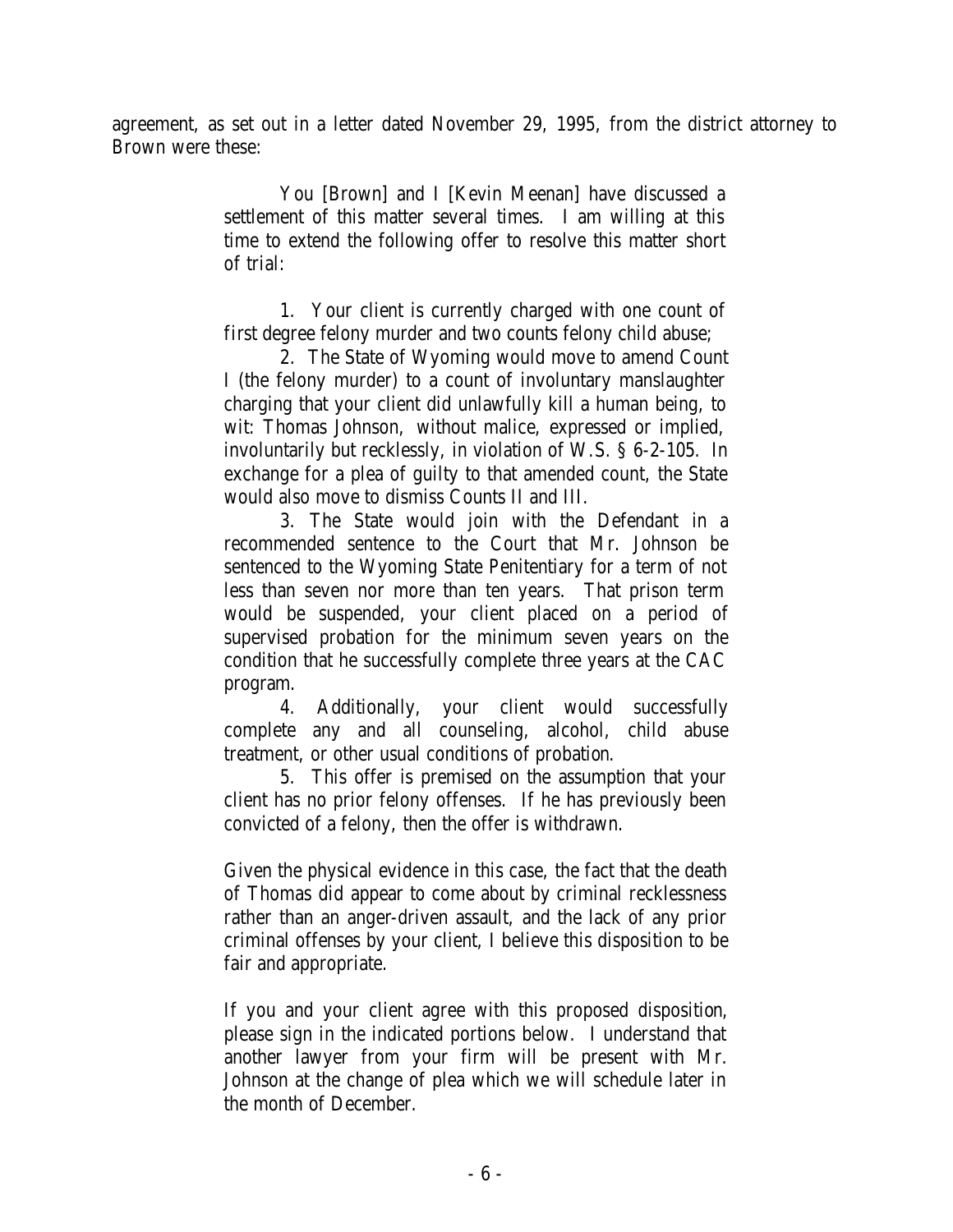agreement, as set out in a letter dated November 29, 1995, from the district attorney to Brown were these:

> You [Brown] and I [Kevin Meenan] have discussed a settlement of this matter several times. I am willing at this time to extend the following offer to resolve this matter short of trial:
>
> 1. Your client is currently charged with one count of first degree felony murder and two counts felony child abuse;
> 2. The State of Wyoming would move to amend Count I (the felony murder) to a count of involuntary manslaughter charging that your client did unlawfully kill a human being, to wit: Thomas Johnson, without malice, expressed or implied, involuntarily but recklessly, in violation of W.S. § 6-2-105. In exchange for a plea of guilty to that amended count, the State would also move to dismiss Counts II and III.
> 3. The State would join with the Defendant in a recommended sentence to the Court that Mr. Johnson be sentenced to the Wyoming State Penitentiary for a term of not less than seven nor more than ten years. That prison term would be suspended, your client placed on a period of supervised probation for the minimum seven years on the condition that he successfully complete three years at the CAC program.
> 4. Additionally, your client would successfully complete any and all counseling, alcohol, child abuse treatment, or other usual conditions of probation.
> 5. This offer is premised on the assumption that your client has no prior felony offenses. If he has previously been convicted of a felony, then the offer is withdrawn.
>
> Given the physical evidence in this case, the fact that the death of Thomas did appear to come about by criminal recklessness rather than an anger-driven assault, and the lack of any prior criminal offenses by your client, I believe this disposition to be fair and appropriate.
>
> If you and your client agree with this proposed disposition, please sign in the indicated portions below. I understand that another lawyer from your firm will be present with Mr. Johnson at the change of plea which we will schedule later in the month of December.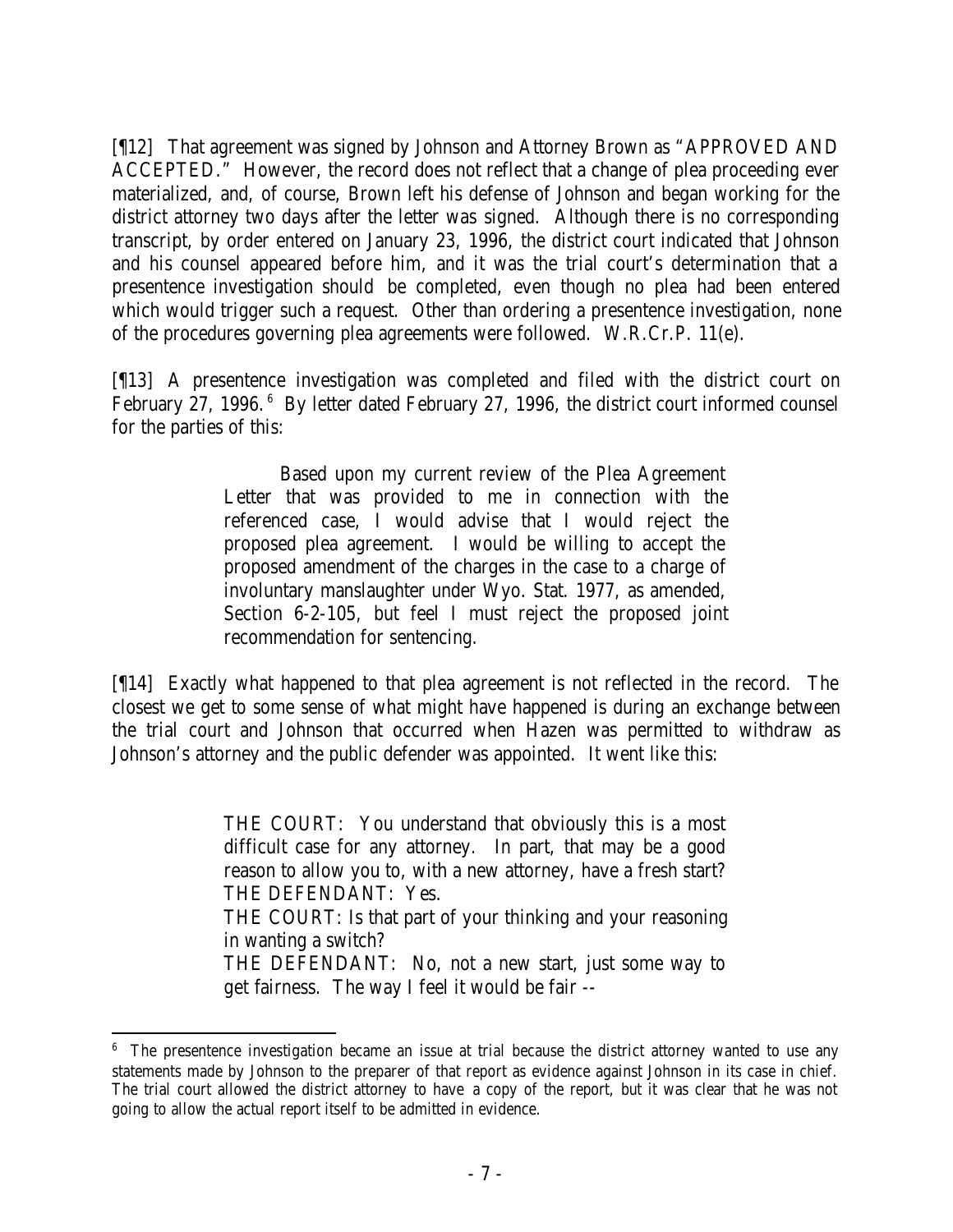[¶12] That agreement was signed by Johnson and Attorney Brown as "APPROVED AND ACCEPTED." However, the record does not reflect that a change of plea proceeding ever materialized, and, of course, Brown left his defense of Johnson and began working for the district attorney two days after the letter was signed. Although there is no corresponding transcript, by order entered on January 23, 1996, the district court indicated that Johnson and his counsel appeared before him, and it was the trial court's determination that a presentence investigation should be completed, even though no plea had been entered which would trigger such a request. Other than ordering a presentence investigation, none of the procedures governing plea agreements were followed. W.R.Cr.P. 11(e).

[¶13] A presentence investigation was completed and filed with the district court on February 27, 1996.[6] By letter dated February 27, 1996, the district court informed counsel for the parties of this:

> Based upon my current review of the Plea Agreement Letter that was provided to me in connection with the referenced case, I would advise that I would reject the proposed plea agreement. I would be willing to accept the proposed amendment of the charges in the case to a charge of involuntary manslaughter under Wyo. Stat. 1977, as amended, Section 6-2-105, but feel I must reject the proposed joint recommendation for sentencing.

[¶14] Exactly what happened to that plea agreement is not reflected in the record. The closest we get to some sense of what might have happened is during an exchange between the trial court and Johnson that occurred when Hazen was permitted to withdraw as Johnson's attorney and the public defender was appointed. It went like this:

> THE COURT: You understand that obviously this is a most difficult case for any attorney. In part, that may be a good reason to allow you to, with a new attorney, have a fresh start?
> THE DEFENDANT: Yes.
> THE COURT: Is that part of your thinking and your reasoning in wanting a switch?
> THE DEFENDANT: No, not a new start, just some way to get fairness. The way I feel it would be fair --

---

[6] The presentence investigation became an issue at trial because the district attorney wanted to use any statements made by Johnson to the preparer of that report as evidence against Johnson in its case in chief. The trial court allowed the district attorney to have a copy of the report, but it was clear that he was not going to allow the actual report itself to be admitted in evidence.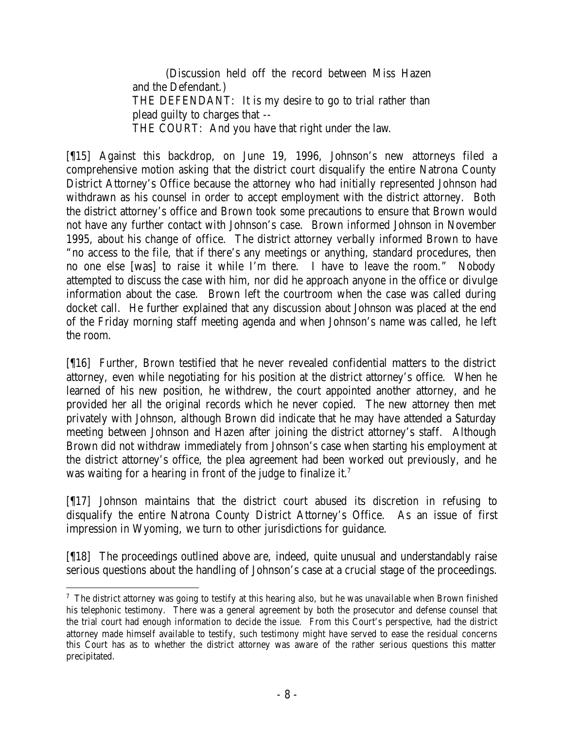(Discussion held off the record between Miss Hazen and the Defendant.)

THE DEFENDANT: It is my desire to go to trial rather than plead guilty to charges that --

THE COURT: And you have that right under the law.

[¶15] Against this backdrop, on June 19, 1996, Johnson's new attorneys filed a comprehensive motion asking that the district court disqualify the entire Natrona County District Attorney's Office because the attorney who had initially represented Johnson had withdrawn as his counsel in order to accept employment with the district attorney. Both the district attorney's office and Brown took some precautions to ensure that Brown would not have any further contact with Johnson's case. Brown informed Johnson in November 1995, about his change of office. The district attorney verbally informed Brown to have "no access to the file, that if there's any meetings or anything, standard procedures, then no one else [was] to raise it while I'm there. I have to leave the room." Nobody attempted to discuss the case with him, nor did he approach anyone in the office or divulge information about the case. Brown left the courtroom when the case was called during docket call. He further explained that any discussion about Johnson was placed at the end of the Friday morning staff meeting agenda and when Johnson's name was called, he left the room.

[¶16] Further, Brown testified that he never revealed confidential matters to the district attorney, even while negotiating for his position at the district attorney's office. When he learned of his new position, he withdrew, the court appointed another attorney, and he provided her all the original records which he never copied. The new attorney then met privately with Johnson, although Brown did indicate that he may have attended a Saturday meeting between Johnson and Hazen after joining the district attorney's staff. Although Brown did not withdraw immediately from Johnson's case when starting his employment at the district attorney's office, the plea agreement had been worked out previously, and he was waiting for a hearing in front of the judge to finalize it.[7]

[¶17] Johnson maintains that the district court abused its discretion in refusing to disqualify the entire Natrona County District Attorney's Office. As an issue of first impression in Wyoming, we turn to other jurisdictions for guidance.

[¶18] The proceedings outlined above are, indeed, quite unusual and understandably raise serious questions about the handling of Johnson's case at a crucial stage of the proceedings.

---

[7] The district attorney was going to testify at this hearing also, but he was unavailable when Brown finished his telephonic testimony. There was a general agreement by both the prosecutor and defense counsel that the trial court had enough information to decide the issue. From this Court's perspective, had the district attorney made himself available to testify, such testimony might have served to ease the residual concerns this Court has as to whether the district attorney was aware of the rather serious questions this matter precipitated.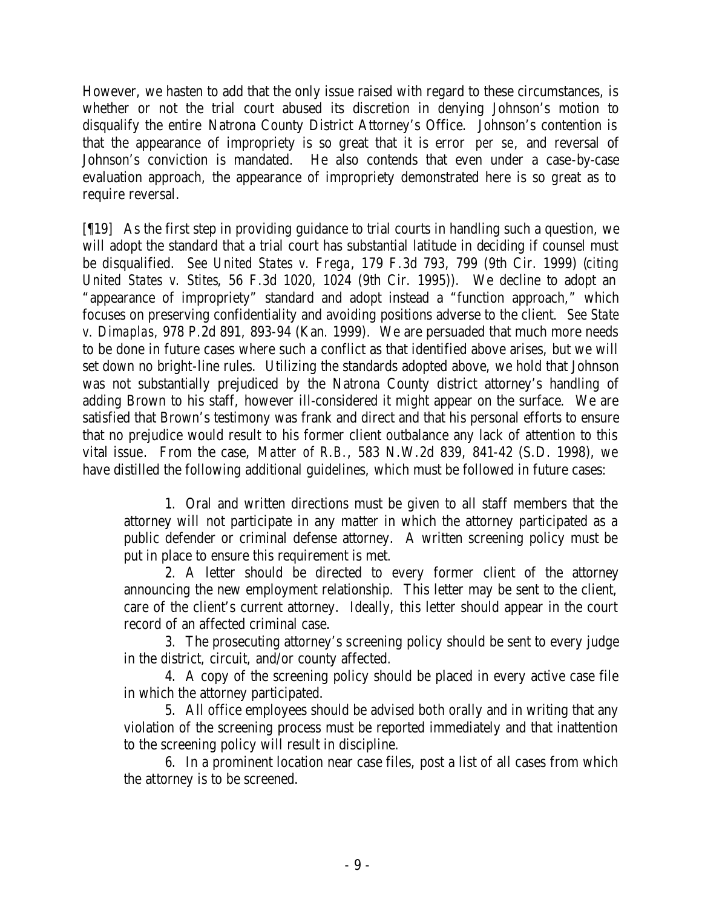However, we hasten to add that the only issue raised with regard to these circumstances, is whether or not the trial court abused its discretion in denying Johnson's motion to disqualify the entire Natrona County District Attorney's Office. Johnson's contention is that the appearance of impropriety is so great that it is error *per se*, and reversal of Johnson's conviction is mandated. He also contends that even under a case-by-case evaluation approach, the appearance of impropriety demonstrated here is so great as to require reversal.

[¶19] As the first step in providing guidance to trial courts in handling such a question, we will adopt the standard that a trial court has substantial latitude in deciding if counsel must be disqualified. *See United States v. Frega*, 179 F.3d 793, 799 (9th Cir. 1999) (*citing United States v. Stites*, 56 F.3d 1020, 1024 (9th Cir. 1995)). We decline to adopt an "appearance of impropriety" standard and adopt instead a "function approach," which focuses on preserving confidentiality and avoiding positions adverse to the client. *See State v. Dimaplas*, 978 P.2d 891, 893-94 (Kan. 1999). We are persuaded that much more needs to be done in future cases where such a conflict as that identified above arises, but we will set down no bright-line rules. Utilizing the standards adopted above, we hold that Johnson was not substantially prejudiced by the Natrona County district attorney's handling of adding Brown to his staff, however ill-considered it might appear on the surface. We are satisfied that Brown's testimony was frank and direct and that his personal efforts to ensure that no prejudice would result to his former client outbalance any lack of attention to this vital issue. From the case, *Matter of R.B.*, 583 N.W.2d 839, 841-42 (S.D. 1998), we have distilled the following additional guidelines, which must be followed in future cases:

1. Oral and written directions must be given to all staff members that the attorney will not participate in any matter in which the attorney participated as a public defender or criminal defense attorney. A written screening policy must be put in place to ensure this requirement is met.

2. A letter should be directed to every former client of the attorney announcing the new employment relationship. This letter may be sent to the client, care of the client's current attorney. Ideally, this letter should appear in the court record of an affected criminal case.

3. The prosecuting attorney's screening policy should be sent to every judge in the district, circuit, and/or county affected.

4. A copy of the screening policy should be placed in every active case file in which the attorney participated.

5. All office employees should be advised both orally and in writing that any violation of the screening process must be reported immediately and that inattention to the screening policy will result in discipline.

6. In a prominent location near case files, post a list of all cases from which the attorney is to be screened.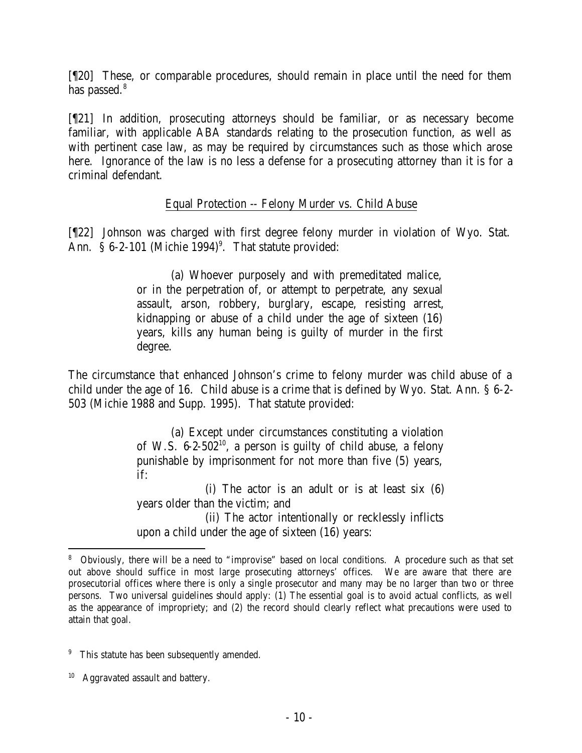[¶20] These, or comparable procedures, should remain in place until the need for them has passed.[8]

[¶21] In addition, prosecuting attorneys should be familiar, or as necessary become familiar, with applicable ABA standards relating to the prosecution function, as well as with pertinent case law, as may be required by circumstances such as those which arose here. Ignorance of the law is no less a defense for a prosecuting attorney than it is for a criminal defendant.

## Equal Protection -- Felony Murder vs. Child Abuse

[¶22] Johnson was charged with first degree felony murder in violation of Wyo. Stat. Ann. § 6-2-101 (Michie 1994)[9]. That statute provided:

> (a) Whoever purposely and with premeditated malice, or in the perpetration of, or attempt to perpetrate, any sexual assault, arson, robbery, burglary, escape, resisting arrest, kidnapping or abuse of a child under the age of sixteen (16) years, kills any human being is guilty of murder in the first degree.

The circumstance that enhanced Johnson's crime to felony murder was child abuse of a child under the age of 16. Child abuse is a crime that is defined by Wyo. Stat. Ann. § 6-2-503 (Michie 1988 and Supp. 1995). That statute provided:

> (a) Except under circumstances constituting a violation of W.S. 6-2-502[10], a person is guilty of child abuse, a felony punishable by imprisonment for not more than five (5) years, if:
>
> (i) The actor is an adult or is at least six (6) years older than the victim; and
>
> (ii) The actor intentionally or recklessly inflicts upon a child under the age of sixteen (16) years:

---

[8] Obviously, there will be a need to "improvise" based on local conditions. A procedure such as that set out above should suffice in most large prosecuting attorneys' offices. We are aware that there are prosecutorial offices where there is only a single prosecutor and many may be no larger than two or three persons. Two universal guidelines should apply: (1) The essential goal is to avoid actual conflicts, as well as the appearance of impropriety; and (2) the record should clearly reflect what precautions were used to attain that goal.

[9] This statute has been subsequently amended.

[10] Aggravated assault and battery.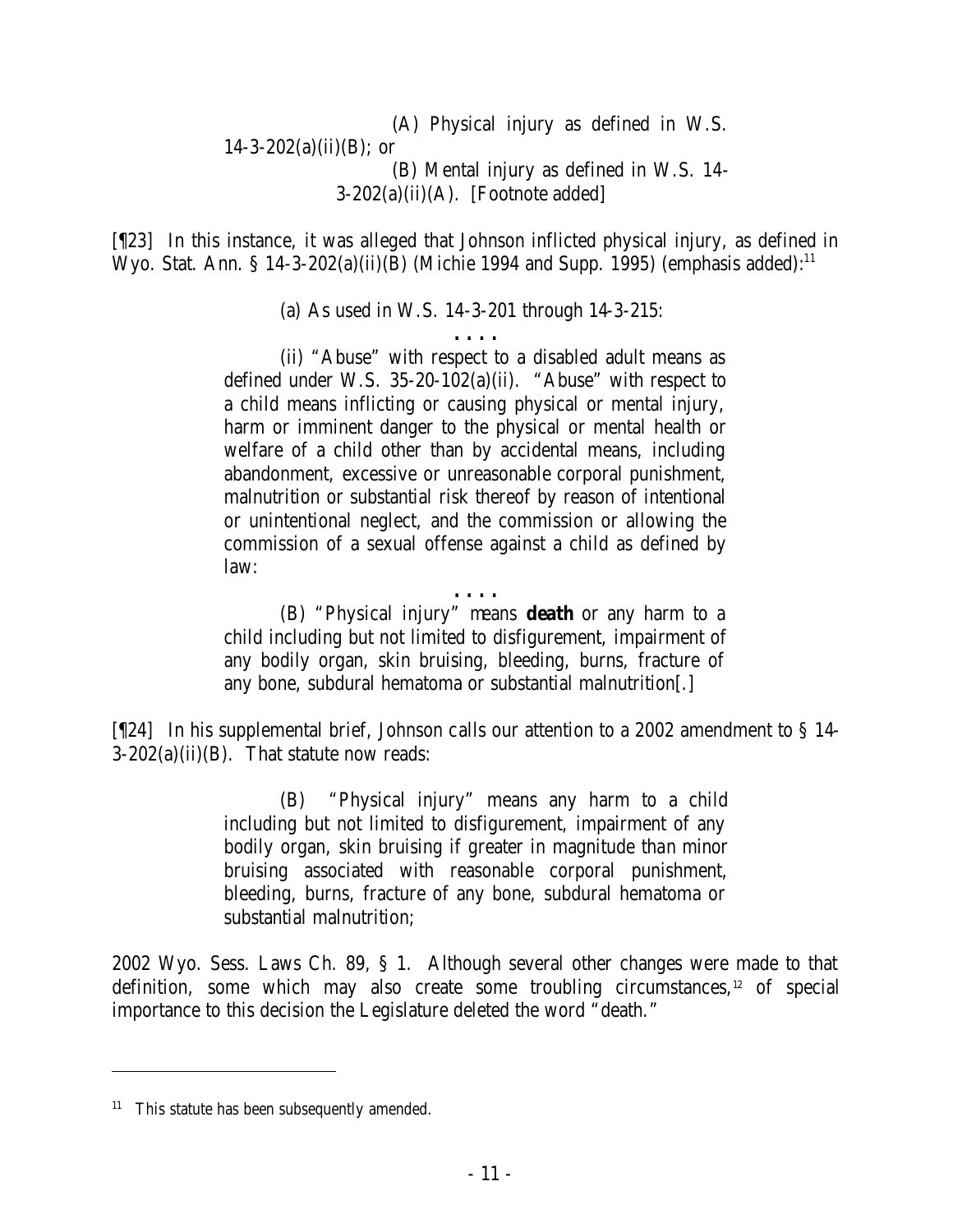> (A) Physical injury as defined in W.S. 14-3-202(a)(ii)(B); or
>
> (B) Mental injury as defined in W.S. 14-3-202(a)(ii)(A). [Footnote added]

[¶23] In this instance, it was alleged that Johnson inflicted physical injury, as defined in Wyo. Stat. Ann. § 14-3-202(a)(ii)(B) (Michie 1994 and Supp. 1995) (emphasis added):[11]

> (a) As used in W.S. 14-3-201 through 14-3-215:
>
> . . . .
>
> (ii) "Abuse" with respect to a disabled adult means as defined under W.S. 35-20-102(a)(ii). "Abuse" with respect to a child means inflicting or causing physical or mental injury, harm or imminent danger to the physical or mental health or welfare of a child other than by accidental means, including abandonment, excessive or unreasonable corporal punishment, malnutrition or substantial risk thereof by reason of intentional or unintentional neglect, and the commission or allowing the commission of a sexual offense against a child as defined by law:
>
> . . . .
>
> (B) "Physical injury" means **death** or any harm to a child including but not limited to disfigurement, impairment of any bodily organ, skin bruising, bleeding, burns, fracture of any bone, subdural hematoma or substantial malnutrition[.]

[¶24] In his supplemental brief, Johnson calls our attention to a 2002 amendment to § 14-3-202(a)(ii)(B). That statute now reads:

> (B) "Physical injury" means any harm to a child including but not limited to disfigurement, impairment of any bodily organ, skin bruising if greater in magnitude than minor bruising associated with reasonable corporal punishment, bleeding, burns, fracture of any bone, subdural hematoma or substantial malnutrition;

2002 Wyo. Sess. Laws Ch. 89, § 1. Although several other changes were made to that definition, some which may also create some troubling circumstances,[12] of special importance to this decision the Legislature deleted the word "death."

---

[11] This statute has been subsequently amended.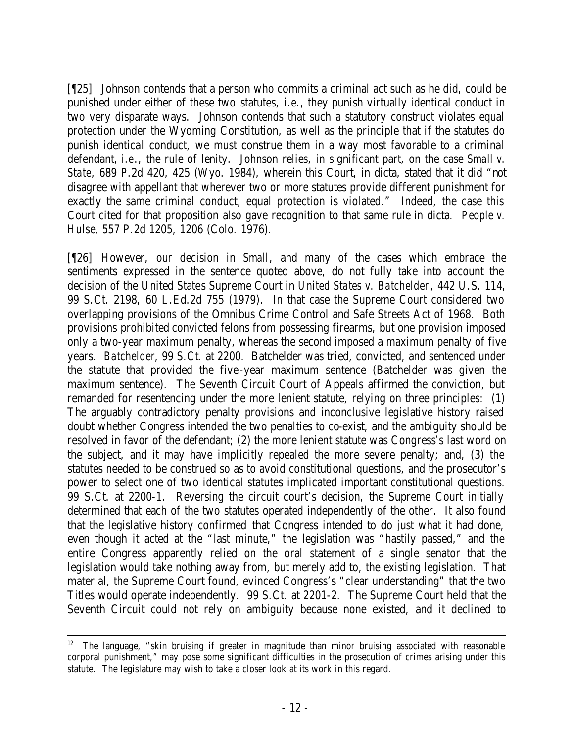[¶25] Johnson contends that a person who commits a criminal act such as he did, could be punished under either of these two statutes, *i.e.*, they punish virtually identical conduct in two very disparate ways. Johnson contends that such a statutory construct violates equal protection under the Wyoming Constitution, as well as the principle that if the statutes do punish identical conduct, we must construe them in a way most favorable to a criminal defendant, *i.e.*, the rule of lenity. Johnson relies, in significant part, on the case *Small v. State*, 689 P.2d 420, 425 (Wyo. 1984), wherein this Court, in dicta, stated that it did "not disagree with appellant that wherever two or more statutes provide different punishment for exactly the same criminal conduct, equal protection is violated." Indeed, the case this Court cited for that proposition also gave recognition to that same rule in dicta. *People v. Hulse*, 557 P.2d 1205, 1206 (Colo. 1976).

[¶26] However, our decision in *Small*, and many of the cases which embrace the sentiments expressed in the sentence quoted above, do not fully take into account the decision of the United States Supreme Court in *United States v. Batchelder*, 442 U.S. 114, 99 S.Ct. 2198, 60 L.Ed.2d 755 (1979). In that case the Supreme Court considered two overlapping provisions of the Omnibus Crime Control and Safe Streets Act of 1968. Both provisions prohibited convicted felons from possessing firearms, but one provision imposed only a two-year maximum penalty, whereas the second imposed a maximum penalty of five years. *Batchelder*, 99 S.Ct. at 2200. Batchelder was tried, convicted, and sentenced under the statute that provided the five-year maximum sentence (Batchelder was given the maximum sentence). The Seventh Circuit Court of Appeals affirmed the conviction, but remanded for resentencing under the more lenient statute, relying on three principles: (1) The arguably contradictory penalty provisions and inconclusive legislative history raised doubt whether Congress intended the two penalties to co-exist, and the ambiguity should be resolved in favor of the defendant; (2) the more lenient statute was Congress's last word on the subject, and it may have implicitly repealed the more severe penalty; and, (3) the statutes needed to be construed so as to avoid constitutional questions, and the prosecutor's power to select one of two identical statutes implicated important constitutional questions. 99 S.Ct. at 2200-1. Reversing the circuit court's decision, the Supreme Court initially determined that each of the two statutes operated independently of the other. It also found that the legislative history confirmed that Congress intended to do just what it had done, even though it acted at the "last minute," the legislation was "hastily passed," and the entire Congress apparently relied on the oral statement of a single senator that the legislation would take nothing away from, but merely add to, the existing legislation. That material, the Supreme Court found, evinced Congress's "clear understanding" that the two Titles would operate independently. 99 S.Ct. at 2201-2. The Supreme Court held that the Seventh Circuit could not rely on ambiguity because none existed, and it declined to

---

[12] The language, "skin bruising if greater in magnitude than minor bruising associated with reasonable corporal punishment," may pose some significant difficulties in the prosecution of crimes arising under this statute. The legislature may wish to take a closer look at its work in this regard.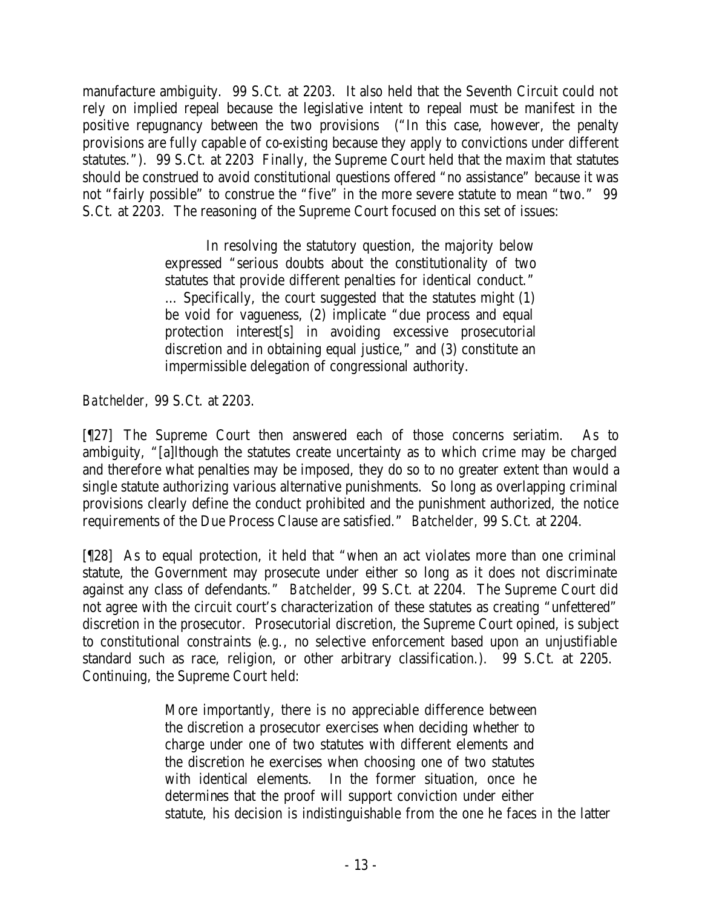manufacture ambiguity. 99 S.Ct. at 2203. It also held that the Seventh Circuit could not rely on implied repeal because the legislative intent to repeal must be manifest in the positive repugnancy between the two provisions ("In this case, however, the penalty provisions are fully capable of co-existing because they apply to convictions under different statutes."). 99 S.Ct. at 2203 Finally, the Supreme Court held that the maxim that statutes should be construed to avoid constitutional questions offered "no assistance" because it was not "fairly possible" to construe the "five" in the more severe statute to mean "two." 99 S.Ct. at 2203. The reasoning of the Supreme Court focused on this set of issues:

> In resolving the statutory question, the majority below expressed "serious doubts about the constitutionality of two statutes that provide different penalties for identical conduct." … Specifically, the court suggested that the statutes might (1) be void for vagueness, (2) implicate "due process and equal protection interest[s] in avoiding excessive prosecutorial discretion and in obtaining equal justice," and (3) constitute an impermissible delegation of congressional authority.

*Batchelder*, 99 S.Ct. at 2203.

[¶27] The Supreme Court then answered each of those concerns seriatim. As to ambiguity, "[a]lthough the statutes create uncertainty as to which crime may be charged and therefore what penalties may be imposed, they do so to no greater extent than would a single statute authorizing various alternative punishments. So long as overlapping criminal provisions clearly define the conduct prohibited and the punishment authorized, the notice requirements of the Due Process Clause are satisfied." *Batchelder*, 99 S.Ct. at 2204.

[¶28] As to equal protection, it held that "when an act violates more than one criminal statute, the Government may prosecute under either so long as it does not discriminate against any class of defendants." *Batchelder*, 99 S.Ct. at 2204. The Supreme Court did not agree with the circuit court's characterization of these statutes as creating "unfettered" discretion in the prosecutor. Prosecutorial discretion, the Supreme Court opined, is subject to constitutional constraints (*e.g.*, no selective enforcement based upon an unjustifiable standard such as race, religion, or other arbitrary classification.). 99 S.Ct. at 2205. Continuing, the Supreme Court held:

> More importantly, there is no appreciable difference between the discretion a prosecutor exercises when deciding whether to charge under one of two statutes with different elements and the discretion he exercises when choosing one of two statutes with identical elements. In the former situation, once he determines that the proof will support conviction under either statute, his decision is indistinguishable from the one he faces in the latter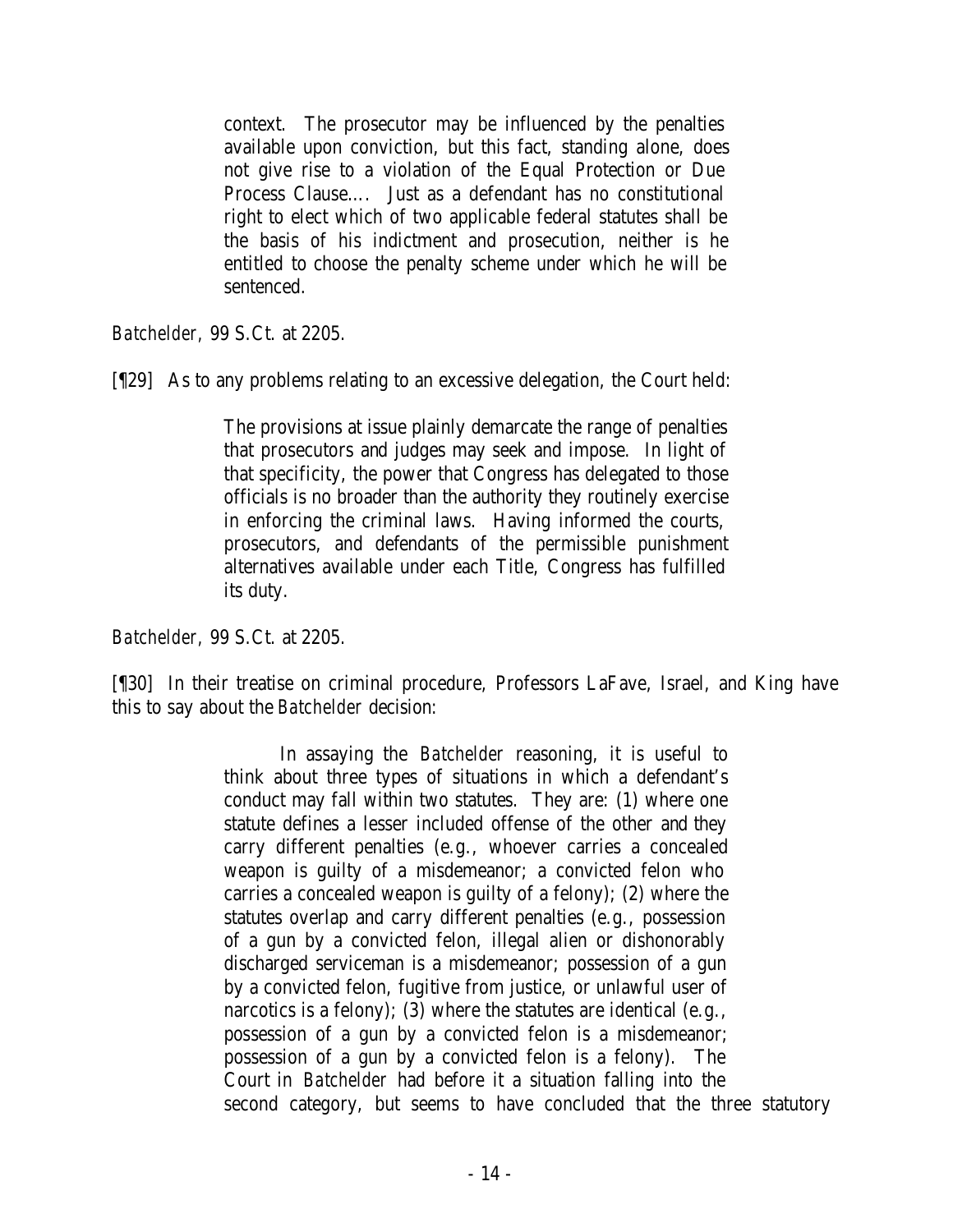> context. The prosecutor may be influenced by the penalties available upon conviction, but this fact, standing alone, does not give rise to a violation of the Equal Protection or Due Process Clause.... Just as a defendant has no constitutional right to elect which of two applicable federal statutes shall be the basis of his indictment and prosecution, neither is he entitled to choose the penalty scheme under which he will be sentenced.

*Batchelder*, 99 S.Ct. at 2205.

[¶29] As to any problems relating to an excessive delegation, the Court held:

> The provisions at issue plainly demarcate the range of penalties that prosecutors and judges may seek and impose. In light of that specificity, the power that Congress has delegated to those officials is no broader than the authority they routinely exercise in enforcing the criminal laws. Having informed the courts, prosecutors, and defendants of the permissible punishment alternatives available under each Title, Congress has fulfilled its duty.

*Batchelder*, 99 S.Ct. at 2205.

[¶30] In their treatise on criminal procedure, Professors LaFave, Israel, and King have this to say about the *Batchelder* decision:

> In assaying the *Batchelder* reasoning, it is useful to think about three types of situations in which a defendant's conduct may fall within two statutes. They are: (1) where one statute defines a lesser included offense of the other and they carry different penalties (e.g., whoever carries a concealed weapon is guilty of a misdemeanor; a convicted felon who carries a concealed weapon is guilty of a felony); (2) where the statutes overlap and carry different penalties (e.g., possession of a gun by a convicted felon, illegal alien or dishonorably discharged serviceman is a misdemeanor; possession of a gun by a convicted felon, fugitive from justice, or unlawful user of narcotics is a felony); (3) where the statutes are identical (e.g., possession of a gun by a convicted felon is a misdemeanor; possession of a gun by a convicted felon is a felony). The Court in *Batchelder* had before it a situation falling into the second category, but seems to have concluded that the three statutory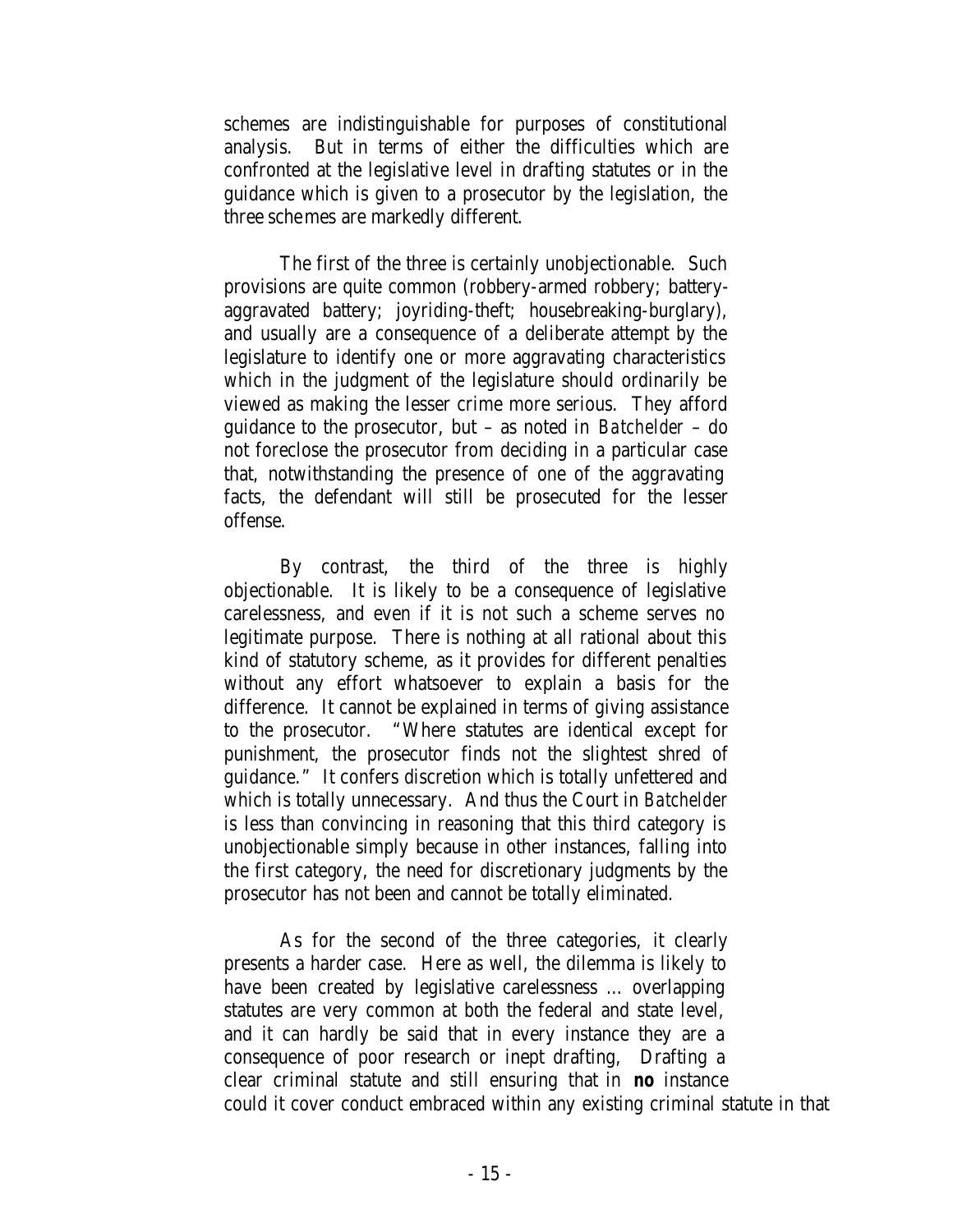schemes are indistinguishable for purposes of constitutional analysis. But in terms of either the difficulties which are confronted at the legislative level in drafting statutes or in the guidance which is given to a prosecutor by the legislation, the three schemes are markedly different.

The first of the three is certainly unobjectionable. Such provisions are quite common (robbery-armed robbery; battery-aggravated battery; joyriding-theft; housebreaking-burglary), and usually are a consequence of a deliberate attempt by the legislature to identify one or more aggravating characteristics which in the judgment of the legislature should ordinarily be viewed as making the lesser crime more serious. They afford guidance to the prosecutor, but – as noted in *Batchelder* – do not foreclose the prosecutor from deciding in a particular case that, notwithstanding the presence of one of the aggravating facts, the defendant will still be prosecuted for the lesser offense.

By contrast, the third of the three is highly objectionable. It is likely to be a consequence of legislative carelessness, and even if it is not such a scheme serves no legitimate purpose. There is nothing at all rational about this kind of statutory scheme, as it provides for different penalties without any effort whatsoever to explain a basis for the difference. It cannot be explained in terms of giving assistance to the prosecutor. "Where statutes are identical except for punishment, the prosecutor finds not the slightest shred of guidance." It confers discretion which is totally unfettered and which is totally unnecessary. And thus the Court in *Batchelder* is less than convincing in reasoning that this third category is unobjectionable simply because in other instances, falling into the first category, the need for discretionary judgments by the prosecutor has not been and cannot be totally eliminated.

As for the second of the three categories, it clearly presents a harder case. Here as well, the dilemma is likely to have been created by legislative carelessness ... overlapping statutes are very common at both the federal and state level, and it can hardly be said that in every instance they are a consequence of poor research or inept drafting, Drafting a clear criminal statute and still ensuring that in **no** instance could it cover conduct embraced within any existing criminal statute in that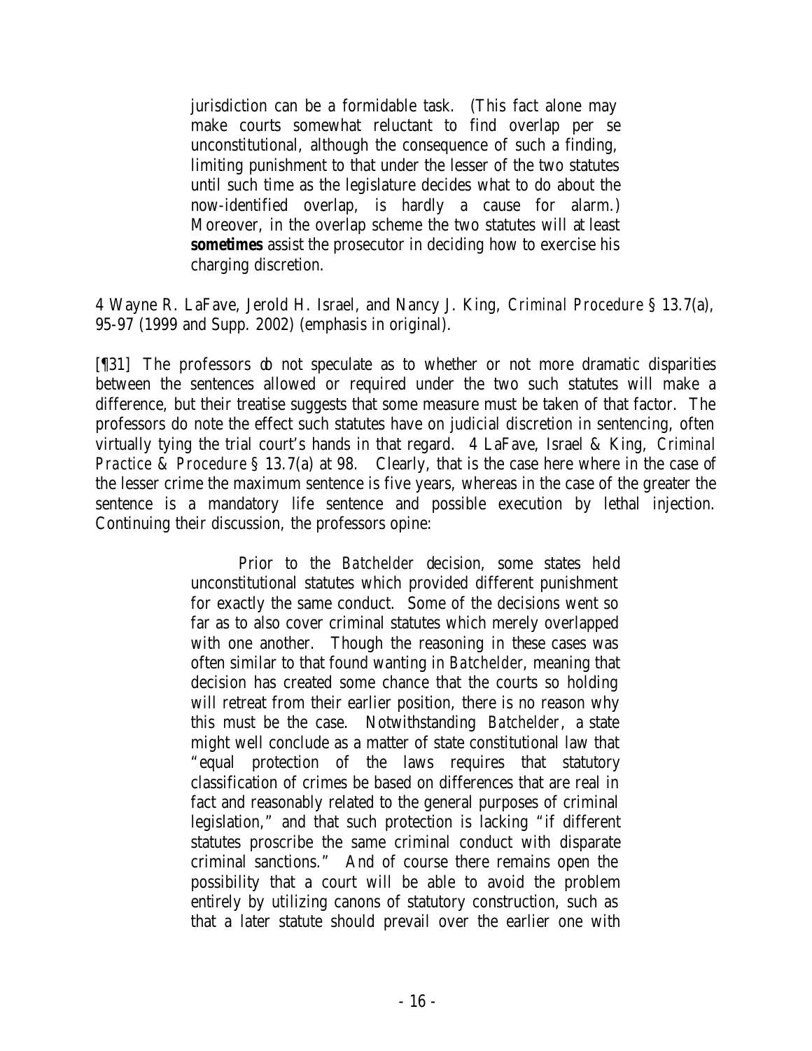> jurisdiction can be a formidable task. (This fact alone may make courts somewhat reluctant to find overlap per se unconstitutional, although the consequence of such a finding, limiting punishment to that under the lesser of the two statutes until such time as the legislature decides what to do about the now-identified overlap, is hardly a cause for alarm.) Moreover, in the overlap scheme the two statutes will at least **sometimes** assist the prosecutor in deciding how to exercise his charging discretion.

4 Wayne R. LaFave, Jerold H. Israel, and Nancy J. King, *Criminal Procedure* § 13.7(a), 95-97 (1999 and Supp. 2002) (emphasis in original).

[¶31] The professors do not speculate as to whether or not more dramatic disparities between the sentences allowed or required under the two such statutes will make a difference, but their treatise suggests that some measure must be taken of that factor. The professors do note the effect such statutes have on judicial discretion in sentencing, often virtually tying the trial court's hands in that regard. 4 LaFave, Israel & King, *Criminal Practice & Procedure* § 13.7(a) at 98. Clearly, that is the case here where in the case of the lesser crime the maximum sentence is five years, whereas in the case of the greater the sentence is a mandatory life sentence and possible execution by lethal injection. Continuing their discussion, the professors opine:

> Prior to the *Batchelder* decision, some states held unconstitutional statutes which provided different punishment for exactly the same conduct. Some of the decisions went so far as to also cover criminal statutes which merely overlapped with one another. Though the reasoning in these cases was often similar to that found wanting in *Batchelder*, meaning that decision has created some chance that the courts so holding will retreat from their earlier position, there is no reason why this must be the case. Notwithstanding *Batchelder*, a state might well conclude as a matter of state constitutional law that "equal protection of the laws requires that statutory classification of crimes be based on differences that are real in fact and reasonably related to the general purposes of criminal legislation," and that such protection is lacking "if different statutes proscribe the same criminal conduct with disparate criminal sanctions." And of course there remains open the possibility that a court will be able to avoid the problem entirely by utilizing canons of statutory construction, such as that a later statute should prevail over the earlier one with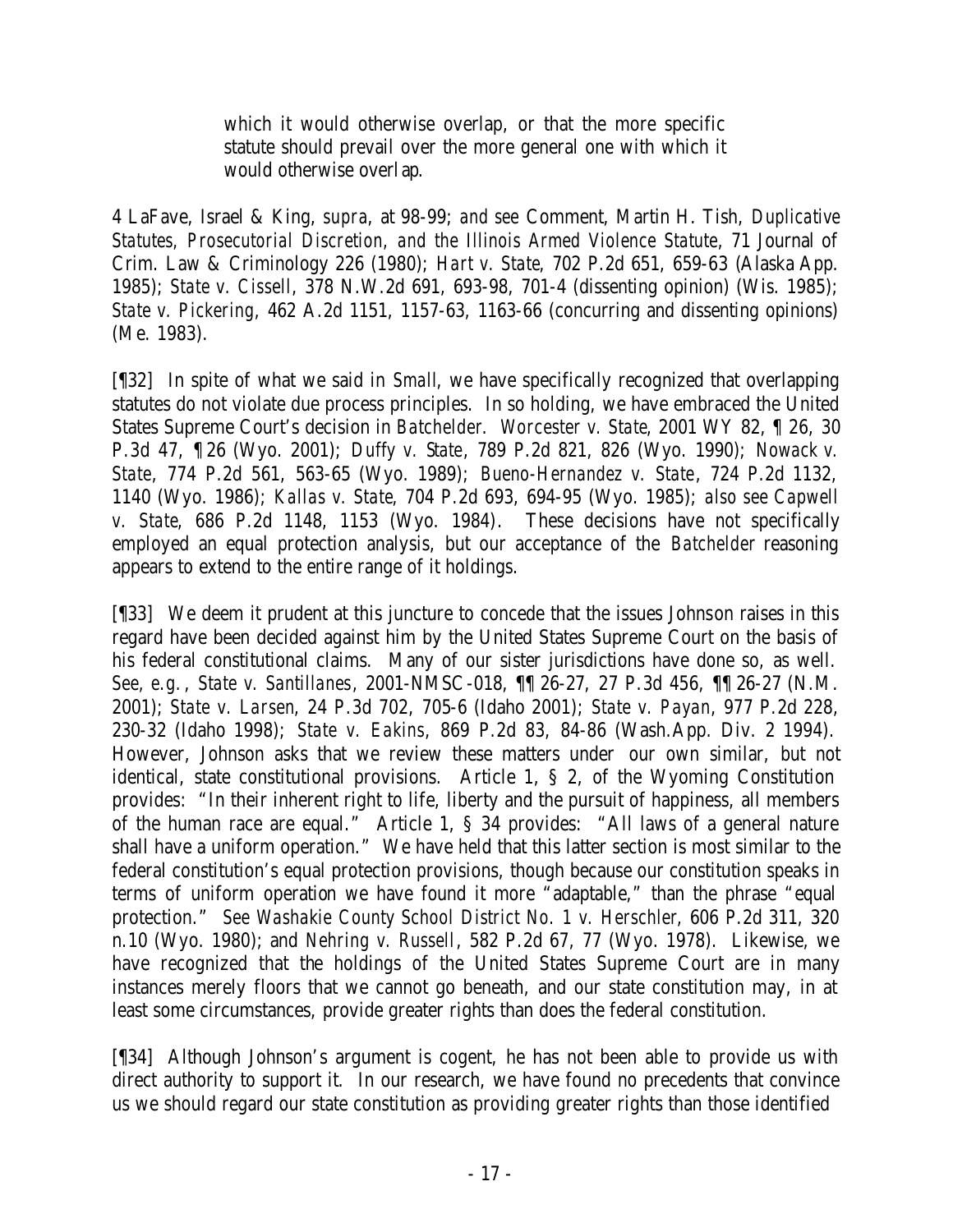> which it would otherwise overlap, or that the more specific statute should prevail over the more general one with which it would otherwise overlap.

4 LaFave, Israel & King, *supra*, at 98-99; *and see* Comment, Martin H. Tish, *Duplicative Statutes, Prosecutorial Discretion, and the Illinois Armed Violence Statute*, 71 Journal of Crim. Law & Criminology 226 (1980); *Hart v. State*, 702 P.2d 651, 659-63 (Alaska App. 1985); *State v. Cissell*, 378 N.W.2d 691, 693-98, 701-4 (dissenting opinion) (Wis. 1985); *State v. Pickering*, 462 A.2d 1151, 1157-63, 1163-66 (concurring and dissenting opinions) (Me. 1983).

[¶32] In spite of what we said in *Small*, we have specifically recognized that overlapping statutes do not violate due process principles. In so holding, we have embraced the United States Supreme Court's decision in *Batchelder*. *Worcester v. State*, 2001 WY 82, ¶ 26, 30 P.3d 47, ¶ 26 (Wyo. 2001); *Duffy v. State*, 789 P.2d 821, 826 (Wyo. 1990); *Nowack v. State*, 774 P.2d 561, 563-65 (Wyo. 1989); *Bueno-Hernandez v. State*, 724 P.2d 1132, 1140 (Wyo. 1986); *Kallas v. State*, 704 P.2d 693, 694-95 (Wyo. 1985); *also see Capwell v. State*, 686 P.2d 1148, 1153 (Wyo. 1984). These decisions have not specifically employed an equal protection analysis, but our acceptance of the *Batchelder* reasoning appears to extend to the entire range of it holdings.

[¶33] We deem it prudent at this juncture to concede that the issues Johnson raises in this regard have been decided against him by the United States Supreme Court on the basis of his federal constitutional claims. Many of our sister jurisdictions have done so, as well. *See, e.g.*, *State v. Santillanes*, 2001-NMSC-018, ¶¶ 26-27, 27 P.3d 456, ¶¶ 26-27 (N.M. 2001); *State v. Larsen*, 24 P.3d 702, 705-6 (Idaho 2001); *State v. Payan*, 977 P.2d 228, 230-32 (Idaho 1998); *State v. Eakins*, 869 P.2d 83, 84-86 (Wash.App. Div. 2 1994). However, Johnson asks that we review these matters under our own similar, but not identical, state constitutional provisions. Article 1, § 2, of the Wyoming Constitution provides: "In their inherent right to life, liberty and the pursuit of happiness, all members of the human race are equal." Article 1, § 34 provides: "All laws of a general nature shall have a uniform operation." We have held that this latter section is most similar to the federal constitution's equal protection provisions, though because our constitution speaks in terms of uniform operation we have found it more "adaptable," than the phrase "equal protection." *See Washakie County School District No. 1 v. Herschler*, 606 P.2d 311, 320 n.10 (Wyo. 1980); and *Nehring v. Russell*, 582 P.2d 67, 77 (Wyo. 1978). Likewise, we have recognized that the holdings of the United States Supreme Court are in many instances merely floors that we cannot go beneath, and our state constitution may, in at least some circumstances, provide greater rights than does the federal constitution.

[¶34] Although Johnson's argument is cogent, he has not been able to provide us with direct authority to support it. In our research, we have found no precedents that convince us we should regard our state constitution as providing greater rights than those identified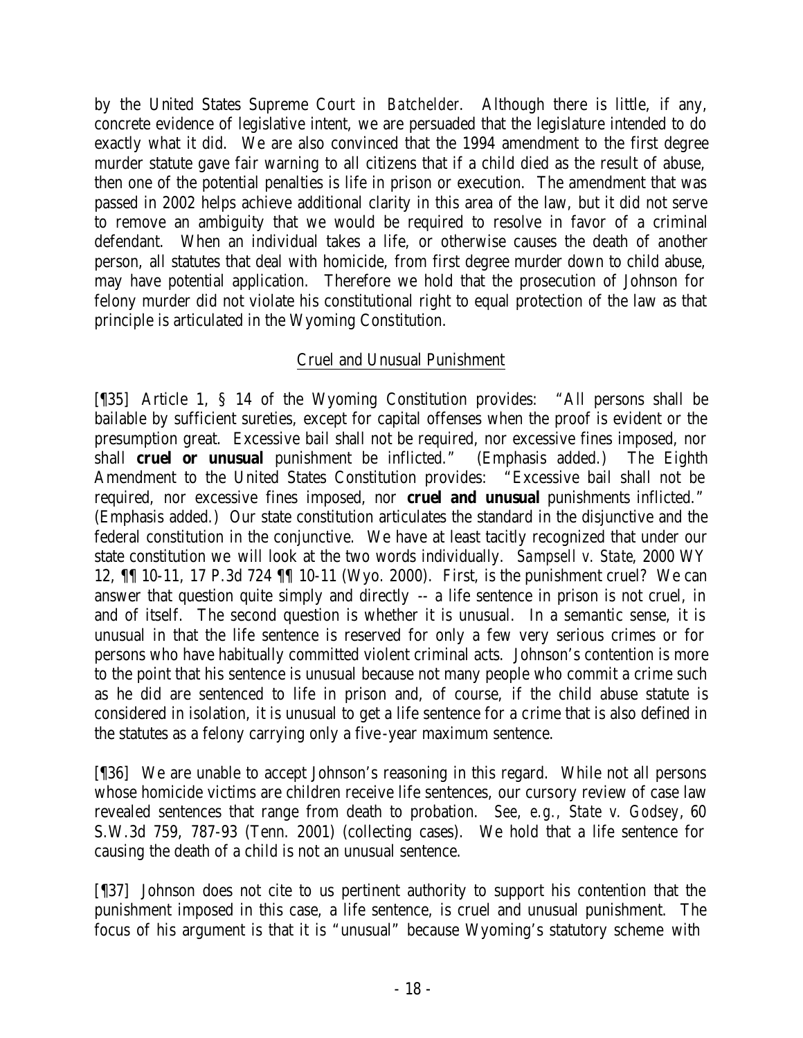by the United States Supreme Court in *Batchelder*. Although there is little, if any, concrete evidence of legislative intent, we are persuaded that the legislature intended to do exactly what it did. We are also convinced that the 1994 amendment to the first degree murder statute gave fair warning to all citizens that if a child died as the result of abuse, then one of the potential penalties is life in prison or execution. The amendment that was passed in 2002 helps achieve additional clarity in this area of the law, but it did not serve to remove an ambiguity that we would be required to resolve in favor of a criminal defendant. When an individual takes a life, or otherwise causes the death of another person, all statutes that deal with homicide, from first degree murder down to child abuse, may have potential application. Therefore we hold that the prosecution of Johnson for felony murder did not violate his constitutional right to equal protection of the law as that principle is articulated in the Wyoming Constitution.

## Cruel and Unusual Punishment

[¶35] Article 1, § 14 of the Wyoming Constitution provides: "All persons shall be bailable by sufficient sureties, except for capital offenses when the proof is evident or the presumption great. Excessive bail shall not be required, nor excessive fines imposed, nor shall **cruel or unusual** punishment be inflicted." (Emphasis added.) The Eighth Amendment to the United States Constitution provides: "Excessive bail shall not be required, nor excessive fines imposed, nor **cruel and unusual** punishments inflicted." (Emphasis added.) Our state constitution articulates the standard in the disjunctive and the federal constitution in the conjunctive. We have at least tacitly recognized that under our state constitution we will look at the two words individually. *Sampsell v. State*, 2000 WY 12, ¶¶ 10-11, 17 P.3d 724 ¶¶ 10-11 (Wyo. 2000). First, is the punishment cruel? We can answer that question quite simply and directly -- a life sentence in prison is not cruel, in and of itself. The second question is whether it is unusual. In a semantic sense, it is unusual in that the life sentence is reserved for only a few very serious crimes or for persons who have habitually committed violent criminal acts. Johnson's contention is more to the point that his sentence is unusual because not many people who commit a crime such as he did are sentenced to life in prison and, of course, if the child abuse statute is considered in isolation, it is unusual to get a life sentence for a crime that is also defined in the statutes as a felony carrying only a five-year maximum sentence.

[¶36] We are unable to accept Johnson's reasoning in this regard. While not all persons whose homicide victims are children receive life sentences, our cursory review of case law revealed sentences that range from death to probation. *See, e.g., State v. Godsey*, 60 S.W.3d 759, 787-93 (Tenn. 2001) (collecting cases). We hold that a life sentence for causing the death of a child is not an unusual sentence.

[¶37] Johnson does not cite to us pertinent authority to support his contention that the punishment imposed in this case, a life sentence, is cruel and unusual punishment. The focus of his argument is that it is "unusual" because Wyoming's statutory scheme with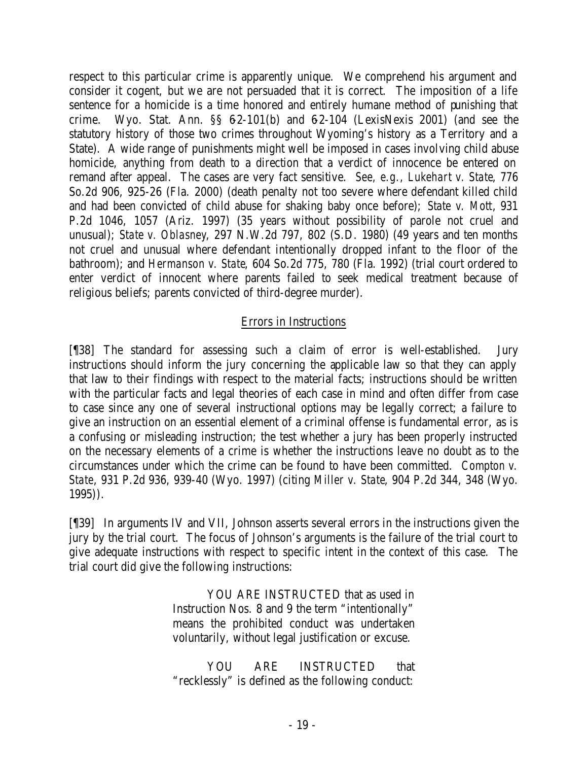respect to this particular crime is apparently unique. We comprehend his argument and consider it cogent, but we are not persuaded that it is correct. The imposition of a life sentence for a homicide is a time honored and entirely humane method of punishing that crime. Wyo. Stat. Ann. §§ 6-2-101(b) and 6-2-104 (LexisNexis 2001) (and see the statutory history of those two crimes throughout Wyoming's history as a Territory and a State). A wide range of punishments might well be imposed in cases involving child abuse homicide, anything from death to a direction that a verdict of innocence be entered on remand after appeal. The cases are very fact sensitive. *See, e.g., Lukehart v. State*, 776 So.2d 906, 925-26 (Fla. 2000) (death penalty not too severe where defendant killed child and had been convicted of child abuse for shaking baby once before); *State v. Mott*, 931 P.2d 1046, 1057 (Ariz. 1997) (35 years without possibility of parole not cruel and unusual); *State v. Oblasney*, 297 N.W.2d 797, 802 (S.D. 1980) (49 years and ten months not cruel and unusual where defendant intentionally dropped infant to the floor of the bathroom); and *Hermanson v. State*, 604 So.2d 775, 780 (Fla. 1992) (trial court ordered to enter verdict of innocent where parents failed to seek medical treatment because of religious beliefs; parents convicted of third-degree murder).

## Errors in Instructions

[¶38] The standard for assessing such a claim of error is well-established. Jury instructions should inform the jury concerning the applicable law so that they can apply that law to their findings with respect to the material facts; instructions should be written with the particular facts and legal theories of each case in mind and often differ from case to case since any one of several instructional options may be legally correct; a failure to give an instruction on an essential element of a criminal offense is fundamental error, as is a confusing or misleading instruction; the test whether a jury has been properly instructed on the necessary elements of a crime is whether the instructions leave no doubt as to the circumstances under which the crime can be found to have been committed. *Compton v. State*, 931 P.2d 936, 939-40 (Wyo. 1997) (citing *Miller v. State*, 904 P.2d 344, 348 (Wyo. 1995)).

[¶39] In arguments IV and VII, Johnson asserts several errors in the instructions given the jury by the trial court. The focus of Johnson's arguments is the failure of the trial court to give adequate instructions with respect to specific intent in the context of this case. The trial court did give the following instructions:

> YOU ARE INSTRUCTED that as used in Instruction Nos. 8 and 9 the term "intentionally" means the prohibited conduct was undertaken voluntarily, without legal justification or excuse.
>
> YOU ARE INSTRUCTED that "recklessly" is defined as the following conduct: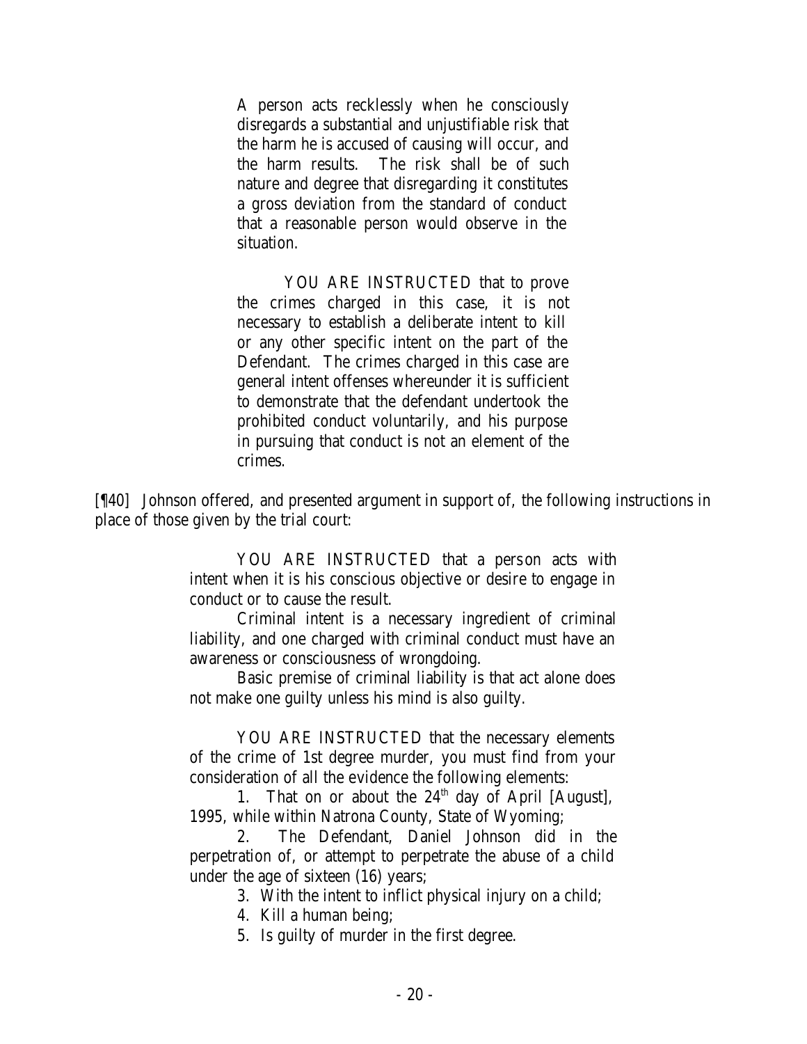> A person acts recklessly when he consciously disregards a substantial and unjustifiable risk that the harm he is accused of causing will occur, and the harm results. The risk shall be of such nature and degree that disregarding it constitutes a gross deviation from the standard of conduct that a reasonable person would observe in the situation.
>
> YOU ARE INSTRUCTED that to prove the crimes charged in this case, it is not necessary to establish a deliberate intent to kill or any other specific intent on the part of the Defendant. The crimes charged in this case are general intent offenses whereunder it is sufficient to demonstrate that the defendant undertook the prohibited conduct voluntarily, and his purpose in pursuing that conduct is not an element of the crimes.

[¶40] Johnson offered, and presented argument in support of, the following instructions in place of those given by the trial court:

> YOU ARE INSTRUCTED that a person acts with intent when it is his conscious objective or desire to engage in conduct or to cause the result.
>
> Criminal intent is a necessary ingredient of criminal liability, and one charged with criminal conduct must have an awareness or consciousness of wrongdoing.
>
> Basic premise of criminal liability is that act alone does not make one guilty unless his mind is also guilty.
>
> YOU ARE INSTRUCTED that the necessary elements of the crime of 1st degree murder, you must find from your consideration of all the evidence the following elements:
>
> 1. That on or about the 24th day of April [August], 1995, while within Natrona County, State of Wyoming;
> 2. The Defendant, Daniel Johnson did in the perpetration of, or attempt to perpetrate the abuse of a child under the age of sixteen (16) years;
> 3. With the intent to inflict physical injury on a child;
> 4. Kill a human being;
> 5. Is guilty of murder in the first degree.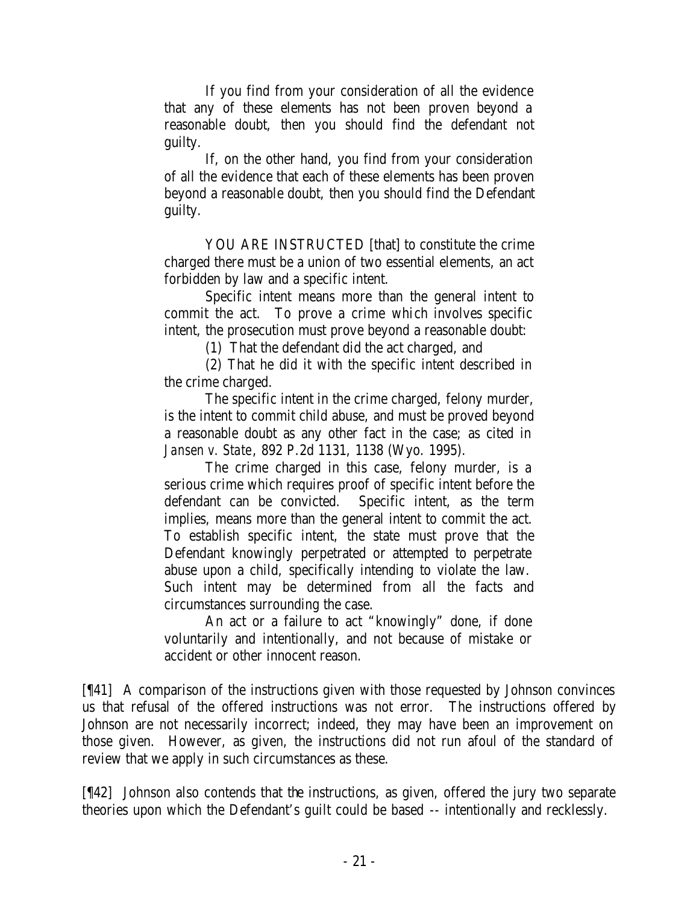> If you find from your consideration of all the evidence that any of these elements has not been proven beyond a reasonable doubt, then you should find the defendant not guilty.
>
> If, on the other hand, you find from your consideration of all the evidence that each of these elements has been proven beyond a reasonable doubt, then you should find the Defendant guilty.
>
> YOU ARE INSTRUCTED [that] to constitute the crime charged there must be a union of two essential elements, an act forbidden by law and a specific intent.
>
> Specific intent means more than the general intent to commit the act. To prove a crime which involves specific intent, the prosecution must prove beyond a reasonable doubt:
>
> (1) That the defendant did the act charged, and
>
> (2) That he did it with the specific intent described in the crime charged.
>
> The specific intent in the crime charged, felony murder, is the intent to commit child abuse, and must be proved beyond a reasonable doubt as any other fact in the case; as cited in *Jansen v. State*, 892 P.2d 1131, 1138 (Wyo. 1995).
>
> The crime charged in this case, felony murder, is a serious crime which requires proof of specific intent before the defendant can be convicted. Specific intent, as the term implies, means more than the general intent to commit the act. To establish specific intent, the state must prove that the Defendant knowingly perpetrated or attempted to perpetrate abuse upon a child, specifically intending to violate the law. Such intent may be determined from all the facts and circumstances surrounding the case.
>
> An act or a failure to act "knowingly" done, if done voluntarily and intentionally, and not because of mistake or accident or other innocent reason.

[¶41] A comparison of the instructions given with those requested by Johnson convinces us that refusal of the offered instructions was not error. The instructions offered by Johnson are not necessarily incorrect; indeed, they may have been an improvement on those given. However, as given, the instructions did not run afoul of the standard of review that we apply in such circumstances as these.

[¶42] Johnson also contends that the instructions, as given, offered the jury two separate theories upon which the Defendant's guilt could be based -- intentionally and recklessly.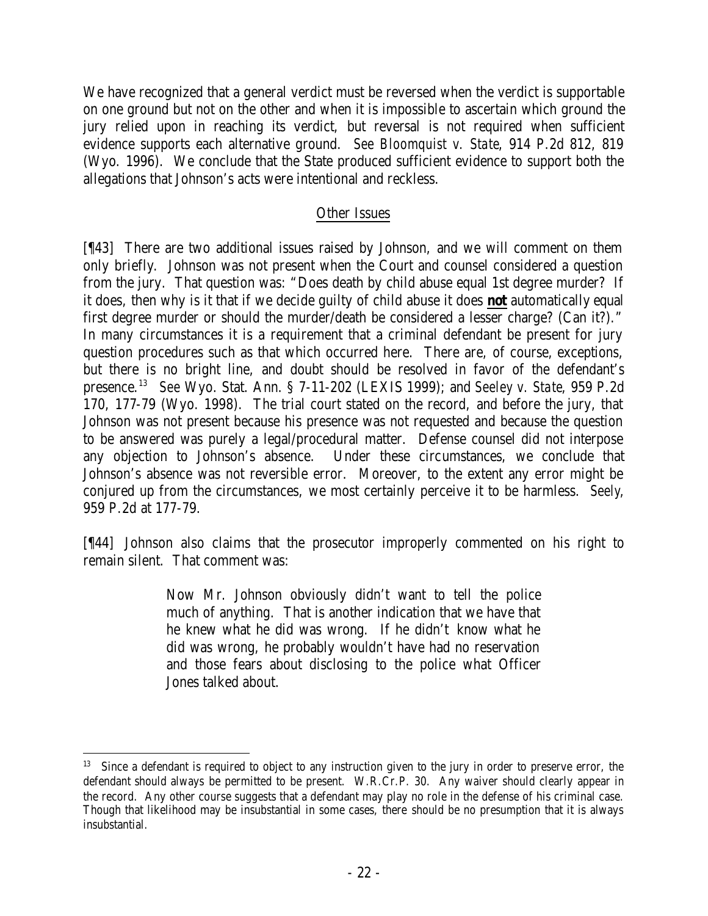We have recognized that a general verdict must be reversed when the verdict is supportable on one ground but not on the other and when it is impossible to ascertain which ground the jury relied upon in reaching its verdict, but reversal is not required when sufficient evidence supports each alternative ground. *See Bloomquist v. State*, 914 P.2d 812, 819 (Wyo. 1996). We conclude that the State produced sufficient evidence to support both the allegations that Johnson's acts were intentional and reckless.

## Other Issues

[¶43] There are two additional issues raised by Johnson, and we will comment on them only briefly. Johnson was not present when the Court and counsel considered a question from the jury. That question was: "Does death by child abuse equal 1st degree murder? If it does, then why is it that if we decide guilty of child abuse it does **not** automatically equal first degree murder or should the murder/death be considered a lesser charge? (Can it?)." In many circumstances it is a requirement that a criminal defendant be present for jury question procedures such as that which occurred here. There are, of course, exceptions, but there is no bright line, and doubt should be resolved in favor of the defendant's presence.[13] *See* Wyo. Stat. Ann. § 7-11-202 (LEXIS 1999); and *Seeley v. State*, 959 P.2d 170, 177-79 (Wyo. 1998). The trial court stated on the record, and before the jury, that Johnson was not present because his presence was not requested and because the question to be answered was purely a legal/procedural matter. Defense counsel did not interpose any objection to Johnson's absence. Under these circumstances, we conclude that Johnson's absence was not reversible error. Moreover, to the extent any error might be conjured up from the circumstances, we most certainly perceive it to be harmless. *Seely*, 959 P.2d at 177-79.

[¶44] Johnson also claims that the prosecutor improperly commented on his right to remain silent. That comment was:

> Now Mr. Johnson obviously didn't want to tell the police much of anything. That is another indication that we have that he knew what he did was wrong. If he didn't know what he did was wrong, he probably wouldn't have had no reservation and those fears about disclosing to the police what Officer Jones talked about.

---

[13] Since a defendant is required to object to any instruction given to the jury in order to preserve error, the defendant should always be permitted to be present. W.R.Cr.P. 30. Any waiver should clearly appear in the record. Any other course suggests that a defendant may play no role in the defense of his criminal case. Though that likelihood may be insubstantial in some cases, there should be no presumption that it is always insubstantial.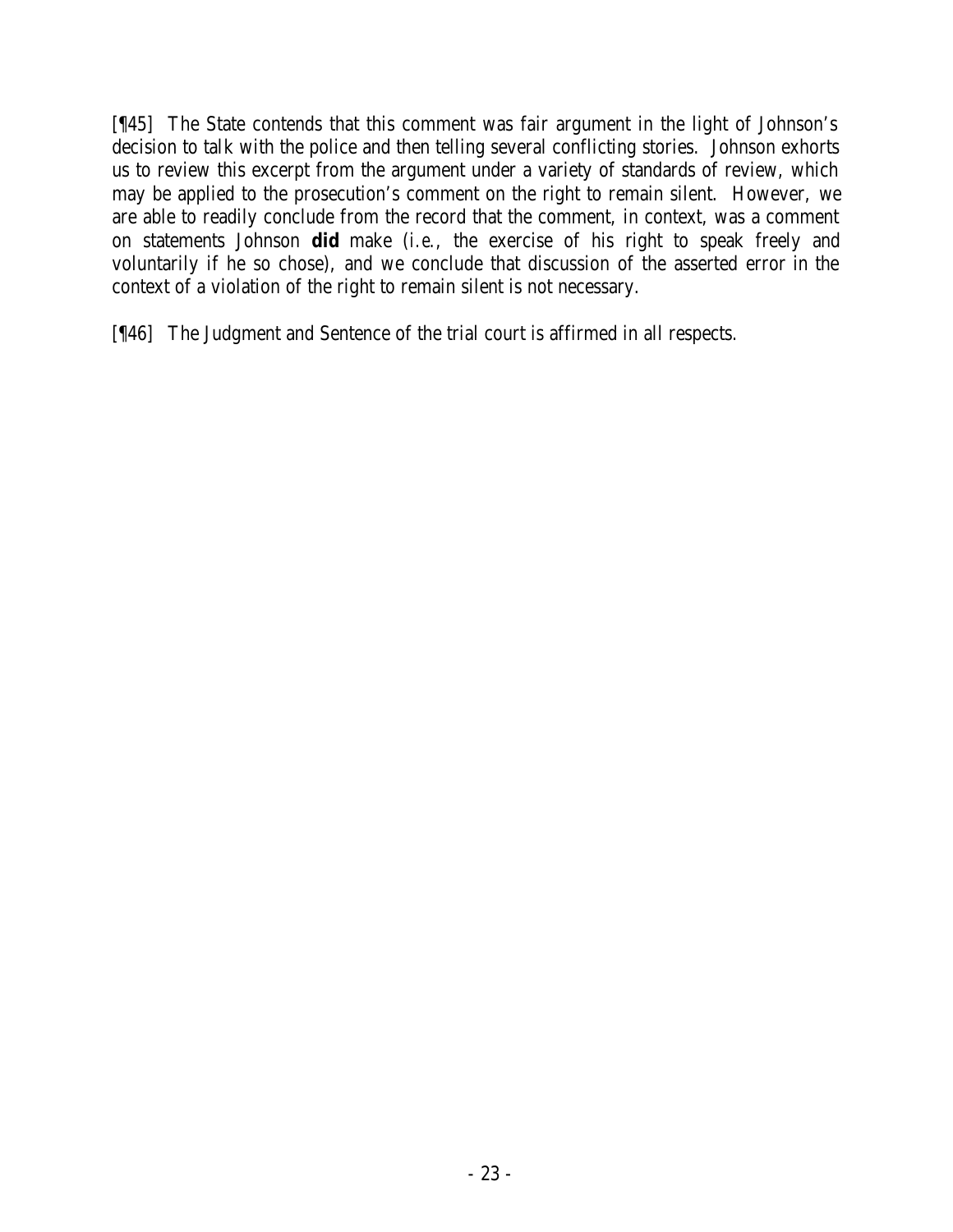[¶45] The State contends that this comment was fair argument in the light of Johnson's decision to talk with the police and then telling several conflicting stories. Johnson exhorts us to review this excerpt from the argument under a variety of standards of review, which may be applied to the prosecution's comment on the right to remain silent. However, we are able to readily conclude from the record that the comment, in context, was a comment on statements Johnson **did** make (*i.e.*, the exercise of his right to speak freely and voluntarily if he so chose), and we conclude that discussion of the asserted error in the context of a violation of the right to remain silent is not necessary.

[¶46] The Judgment and Sentence of the trial court is affirmed in all respects.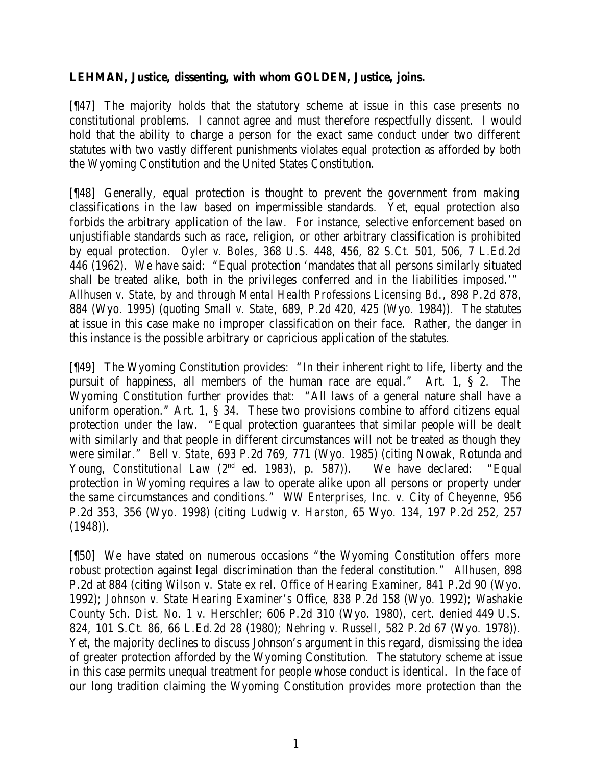**LEHMAN, Justice, dissenting, with whom GOLDEN, Justice, joins.**

[¶47] The majority holds that the statutory scheme at issue in this case presents no constitutional problems. I cannot agree and must therefore respectfully dissent. I would hold that the ability to charge a person for the exact same conduct under two different statutes with two vastly different punishments violates equal protection as afforded by both the Wyoming Constitution and the United States Constitution.

[¶48] Generally, equal protection is thought to prevent the government from making classifications in the law based on impermissible standards. Yet, equal protection also forbids the arbitrary application of the law. For instance, selective enforcement based on unjustifiable standards such as race, religion, or other arbitrary classification is prohibited by equal protection. *Oyler v. Boles*, 368 U.S. 448, 456, 82 S.Ct. 501, 506, 7 L.Ed.2d 446 (1962). We have said: "Equal protection 'mandates that all persons similarly situated shall be treated alike, both in the privileges conferred and in the liabilities imposed.'" *Allhusen v. State, by and through Mental Health Professions Licensing Bd.*, 898 P.2d 878, 884 (Wyo. 1995) (quoting *Small v. State*, 689, P.2d 420, 425 (Wyo. 1984)). The statutes at issue in this case make no improper classification on their face. Rather, the danger in this instance is the possible arbitrary or capricious application of the statutes.

[¶49] The Wyoming Constitution provides: "In their inherent right to life, liberty and the pursuit of happiness, all members of the human race are equal." Art. 1, § 2. The Wyoming Constitution further provides that: "All laws of a general nature shall have a uniform operation." Art. 1, § 34. These two provisions combine to afford citizens equal protection under the law. "Equal protection guarantees that similar people will be dealt with similarly and that people in different circumstances will not be treated as though they were similar." *Bell v. State*, 693 P.2d 769, 771 (Wyo. 1985) (citing Nowak, Rotunda and Young, *Constitutional Law* (2nd ed. 1983), p. 587)). We have declared: "Equal protection in Wyoming requires a law to operate alike upon all persons or property under the same circumstances and conditions." *WW Enterprises, Inc. v. City of Cheyenne*, 956 P.2d 353, 356 (Wyo. 1998) (citing *Ludwig v. Harston*, 65 Wyo. 134, 197 P.2d 252, 257 (1948)).

[¶50] We have stated on numerous occasions "the Wyoming Constitution offers more robust protection against legal discrimination than the federal constitution." *Allhusen*, 898 P.2d at 884 (citing *Wilson v. State ex rel. Office of Hearing Examiner*, 841 P.2d 90 (Wyo. 1992); *Johnson v. State Hearing Examiner's Office*, 838 P.2d 158 (Wyo. 1992); *Washakie County Sch. Dist. No. 1 v. Herschler*; 606 P.2d 310 (Wyo. 1980), *cert. denied* 449 U.S. 824, 101 S.Ct. 86, 66 L.Ed.2d 28 (1980); *Nehring v. Russell*, 582 P.2d 67 (Wyo. 1978)). Yet, the majority declines to discuss Johnson's argument in this regard, dismissing the idea of greater protection afforded by the Wyoming Constitution. The statutory scheme at issue in this case permits unequal treatment for people whose conduct is identical. In the face of our long tradition claiming the Wyoming Constitution provides more protection than the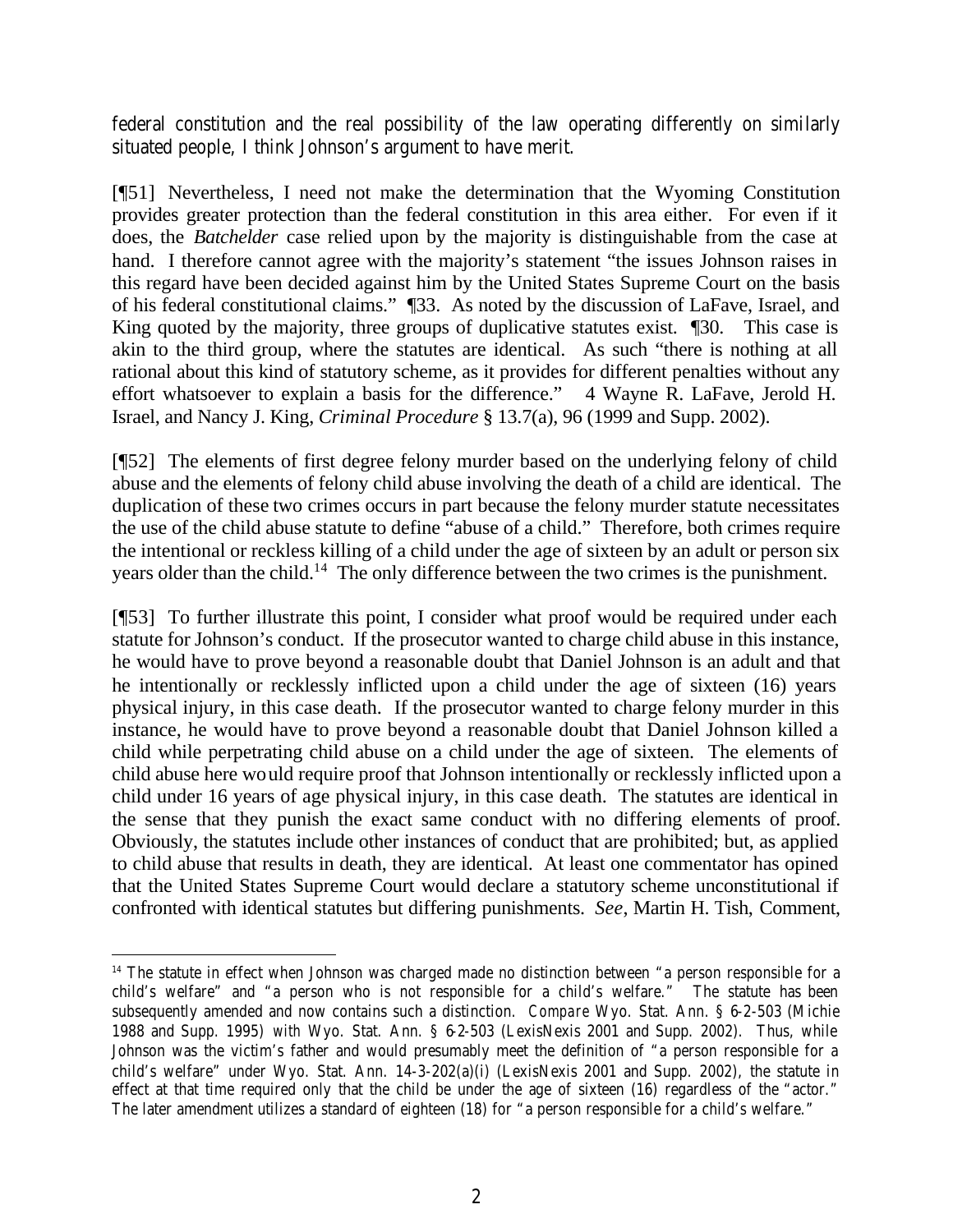federal constitution and the real possibility of the law operating differently on similarly situated people, I think Johnson's argument to have merit.

[¶51] Nevertheless, I need not make the determination that the Wyoming Constitution provides greater protection than the federal constitution in this area either. For even if it does, the *Batchelder* case relied upon by the majority is distinguishable from the case at hand. I therefore cannot agree with the majority's statement "the issues Johnson raises in this regard have been decided against him by the United States Supreme Court on the basis of his federal constitutional claims." ¶33. As noted by the discussion of LaFave, Israel, and King quoted by the majority, three groups of duplicative statutes exist. ¶30. This case is akin to the third group, where the statutes are identical. As such "there is nothing at all rational about this kind of statutory scheme, as it provides for different penalties without any effort whatsoever to explain a basis for the difference." 4 Wayne R. LaFave, Jerold H. Israel, and Nancy J. King, *Criminal Procedure* § 13.7(a), 96 (1999 and Supp. 2002).

[¶52] The elements of first degree felony murder based on the underlying felony of child abuse and the elements of felony child abuse involving the death of a child are identical. The duplication of these two crimes occurs in part because the felony murder statute necessitates the use of the child abuse statute to define "abuse of a child." Therefore, both crimes require the intentional or reckless killing of a child under the age of sixteen by an adult or person six years older than the child.[14] The only difference between the two crimes is the punishment.

[¶53] To further illustrate this point, I consider what proof would be required under each statute for Johnson's conduct. If the prosecutor wanted to charge child abuse in this instance, he would have to prove beyond a reasonable doubt that Daniel Johnson is an adult and that he intentionally or recklessly inflicted upon a child under the age of sixteen (16) years physical injury, in this case death. If the prosecutor wanted to charge felony murder in this instance, he would have to prove beyond a reasonable doubt that Daniel Johnson killed a child while perpetrating child abuse on a child under the age of sixteen. The elements of child abuse here would require proof that Johnson intentionally or recklessly inflicted upon a child under 16 years of age physical injury, in this case death. The statutes are identical in the sense that they punish the exact same conduct with no differing elements of proof. Obviously, the statutes include other instances of conduct that are prohibited; but, as applied to child abuse that results in death, they are identical. At least one commentator has opined that the United States Supreme Court would declare a statutory scheme unconstitutional if confronted with identical statutes but differing punishments. *See*, Martin H. Tish, Comment,

---

[14] The statute in effect when Johnson was charged made no distinction between "a person responsible for a child's welfare" and "a person who is not responsible for a child's welfare." The statute has been subsequently amended and now contains such a distinction. *Compare* Wyo. Stat. Ann. § 6-2-503 (Michie 1988 and Supp. 1995) *with* Wyo. Stat. Ann. § 6-2-503 (LexisNexis 2001 and Supp. 2002). Thus, while Johnson was the victim's father and would presumably meet the definition of "a person responsible for a child's welfare" under Wyo. Stat. Ann. 14-3-202(a)(i) (LexisNexis 2001 and Supp. 2002), the statute in effect at that time required only that the child be under the age of sixteen (16) regardless of the "actor." The later amendment utilizes a standard of eighteen (18) for "a person responsible for a child's welfare."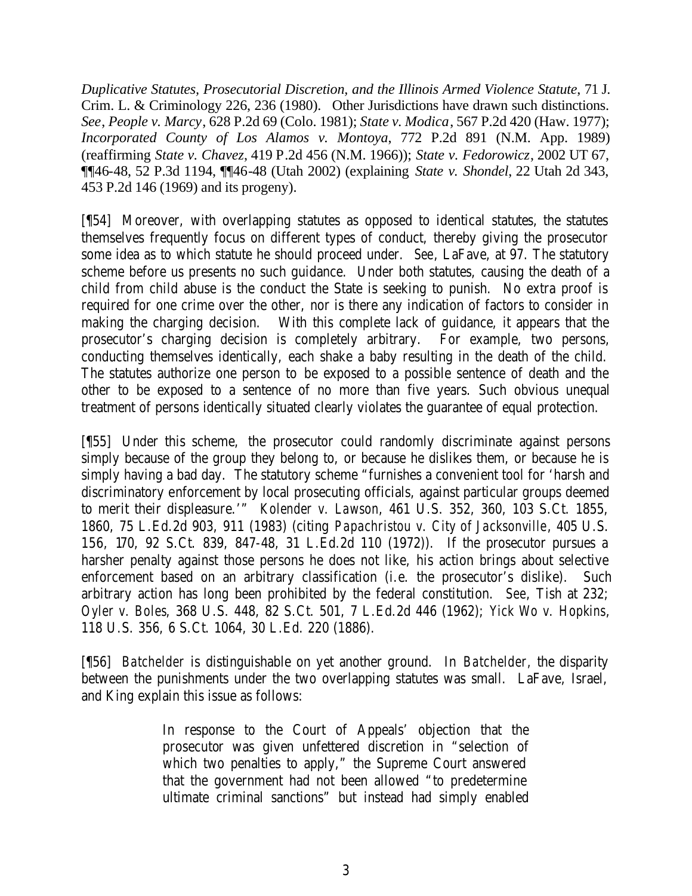*Duplicative Statutes, Prosecutorial Discretion, and the Illinois Armed Violence Statute*, 71 J. Crim. L. & Criminology 226, 236 (1980). Other Jurisdictions have drawn such distinctions. *See*, *People v. Marcy*, 628 P.2d 69 (Colo. 1981); *State v. Modica*, 567 P.2d 420 (Haw. 1977); *Incorporated County of Los Alamos v. Montoya*, 772 P.2d 891 (N.M. App. 1989) (reaffirming *State v. Chavez*, 419 P.2d 456 (N.M. 1966)); *State v. Fedorowicz*, 2002 UT 67, ¶¶46-48, 52 P.3d 1194, ¶¶46-48 (Utah 2002) (explaining *State v. Shondel*, 22 Utah 2d 343, 453 P.2d 146 (1969) and its progeny).

[¶54] Moreover, with overlapping statutes as opposed to identical statutes, the statutes themselves frequently focus on different types of conduct, thereby giving the prosecutor some idea as to which statute he should proceed under. *See*, LaFave, at 97. The statutory scheme before us presents no such guidance. Under both statutes, causing the death of a child from child abuse is the conduct the State is seeking to punish. No extra proof is required for one crime over the other, nor is there any indication of factors to consider in making the charging decision. With this complete lack of guidance, it appears that the prosecutor's charging decision is completely arbitrary. For example, two persons, conducting themselves identically, each shake a baby resulting in the death of the child. The statutes authorize one person to be exposed to a possible sentence of death and the other to be exposed to a sentence of no more than five years. Such obvious unequal treatment of persons identically situated clearly violates the guarantee of equal protection.

[¶55] Under this scheme, the prosecutor could randomly discriminate against persons simply because of the group they belong to, or because he dislikes them, or because he is simply having a bad day. The statutory scheme "furnishes a convenient tool for 'harsh and discriminatory enforcement by local prosecuting officials, against particular groups deemed to merit their displeasure.'" *Kolender v. Lawson*, 461 U.S. 352, 360, 103 S.Ct. 1855, 1860, 75 L.Ed.2d 903, 911 (1983) (citing *Papachristou v. City of Jacksonville*, 405 U.S. 156, 170, 92 S.Ct. 839, 847-48, 31 L.Ed.2d 110 (1972)). If the prosecutor pursues a harsher penalty against those persons he does not like, his action brings about selective enforcement based on an arbitrary classification (i.e. the prosecutor's dislike). Such arbitrary action has long been prohibited by the federal constitution. *See*, Tish at 232; *Oyler v. Boles*, 368 U.S. 448, 82 S.Ct. 501, 7 L.Ed.2d 446 (1962); *Yick Wo v. Hopkins*, 118 U.S. 356, 6 S.Ct. 1064, 30 L.Ed. 220 (1886).

[¶56] *Batchelder* is distinguishable on yet another ground. In *Batchelder*, the disparity between the punishments under the two overlapping statutes was small. LaFave, Israel, and King explain this issue as follows:

> In response to the Court of Appeals' objection that the prosecutor was given unfettered discretion in "selection of which two penalties to apply," the Supreme Court answered that the government had not been allowed "to predetermine ultimate criminal sanctions" but instead had simply enabled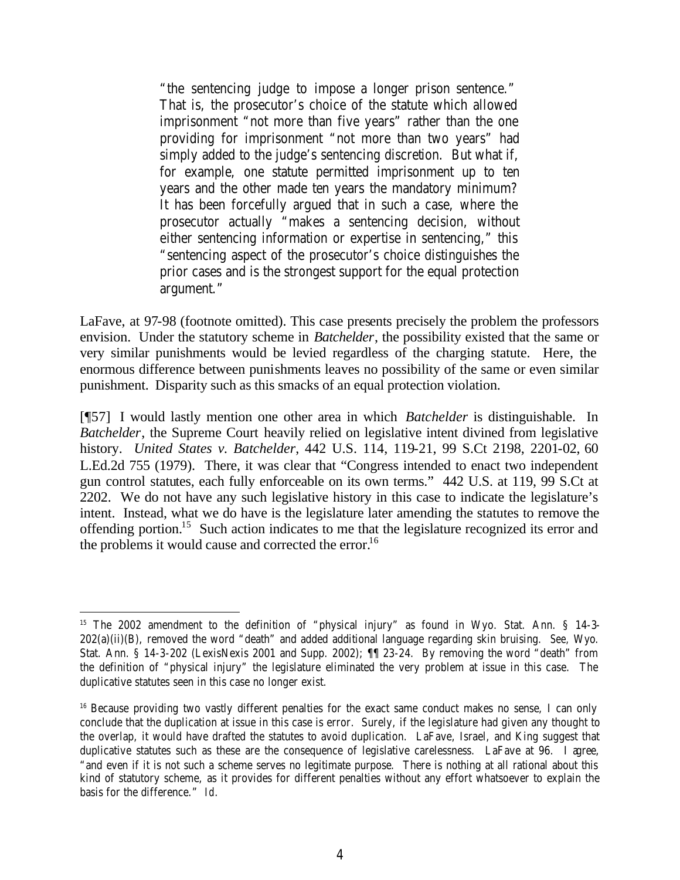> "the sentencing judge to impose a longer prison sentence." That is, the prosecutor's choice of the statute which allowed imprisonment "not more than five years" rather than the one providing for imprisonment "not more than two years" had simply added to the judge's sentencing discretion. But what if, for example, one statute permitted imprisonment up to ten years and the other made ten years the mandatory minimum? It has been forcefully argued that in such a case, where the prosecutor actually "makes a sentencing decision, without either sentencing information or expertise in sentencing," this "sentencing aspect of the prosecutor's choice distinguishes the prior cases and is the strongest support for the equal protection argument."

LaFave, at 97-98 (footnote omitted). This case presents precisely the problem the professors envision. Under the statutory scheme in *Batchelder*, the possibility existed that the same or very similar punishments would be levied regardless of the charging statute. Here, the enormous difference between punishments leaves no possibility of the same or even similar punishment. Disparity such as this smacks of an equal protection violation.

[¶57] I would lastly mention one other area in which *Batchelder* is distinguishable. In *Batchelder*, the Supreme Court heavily relied on legislative intent divined from legislative history. *United States v. Batchelder*, 442 U.S. 114, 119-21, 99 S.Ct 2198, 2201-02, 60 L.Ed.2d 755 (1979). There, it was clear that "Congress intended to enact two independent gun control statutes, each fully enforceable on its own terms." 442 U.S. at 119, 99 S.Ct at 2202. We do not have any such legislative history in this case to indicate the legislature's intent. Instead, what we do have is the legislature later amending the statutes to remove the offending portion.[15] Such action indicates to me that the legislature recognized its error and the problems it would cause and corrected the error.[16]

---

[15] The 2002 amendment to the definition of "physical injury" as found in Wyo. Stat. Ann. § 14-3-202(a)(ii)(B), removed the word "death" and added additional language regarding skin bruising. *See*, Wyo. Stat. Ann. § 14-3-202 (LexisNexis 2001 and Supp. 2002); ¶¶ 23-24. By removing the word "death" from the definition of "physical injury" the legislature eliminated the very problem at issue in this case. The duplicative statutes seen in this case no longer exist.

[16] Because providing two vastly different penalties for the exact same conduct makes no sense, I can only conclude that the duplication at issue in this case is error. Surely, if the legislature had given any thought to the overlap, it would have drafted the statutes to avoid duplication. LaFave, Israel, and King suggest that duplicative statutes such as these are the consequence of legislative carelessness. LaFave at 96. I agree, "and even if it is not such a scheme serves no legitimate purpose. There is nothing at all rational about this kind of statutory scheme, as it provides for different penalties without any effort whatsoever to explain the basis for the difference." *Id.*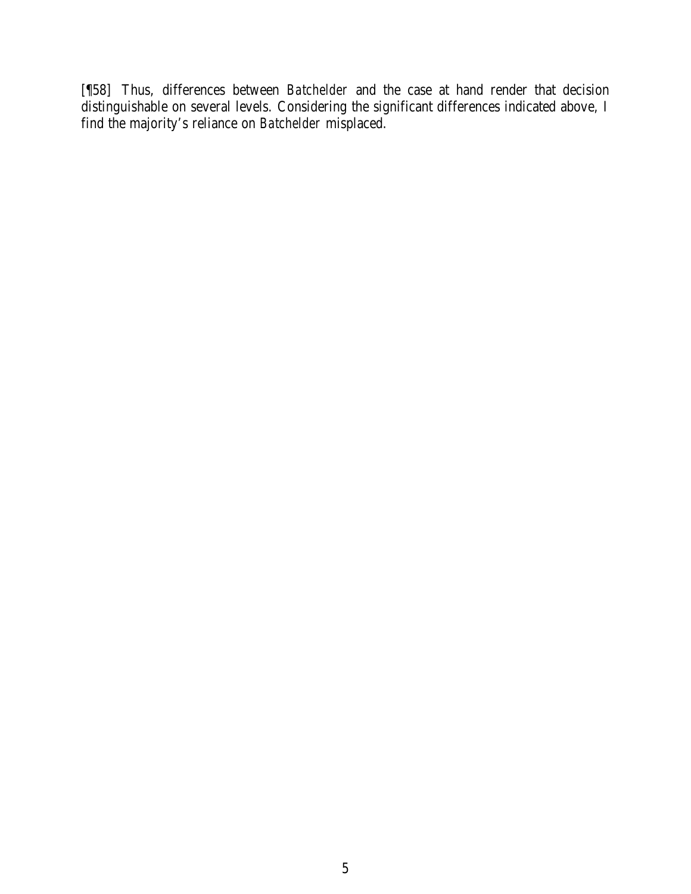[¶58] Thus, differences between *Batchelder* and the case at hand render that decision distinguishable on several levels. Considering the significant differences indicated above, I find the majority's reliance on *Batchelder* misplaced.